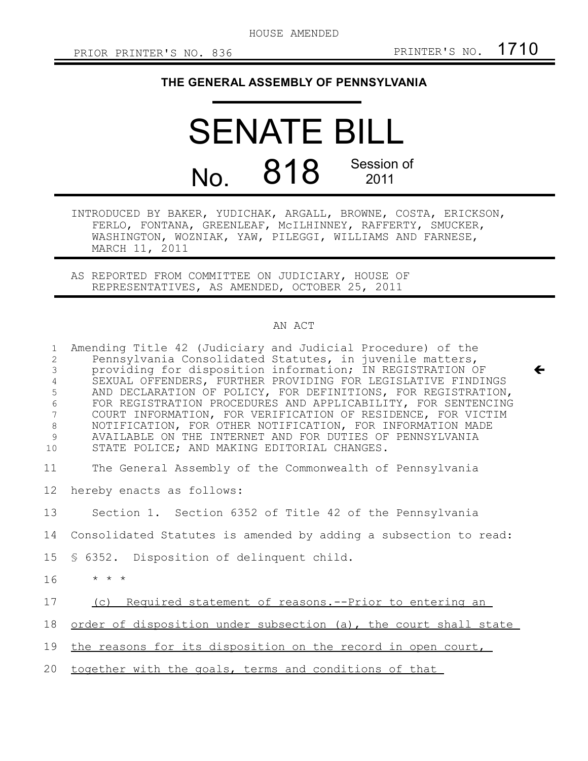HOUSE AMENDED

PRIOR PRINTER'S NO. 836 PRINTER'S NO. 1710

**THE GENERAL ASSEMBLY OF PENNSYLVANIA**

# SENATE BILL

# No. 818 Session of 2011

INTRODUCED BY BAKER, YUDICHAK, ARGALL, BROWNE, COSTA, ERICKSON, FERLO, FONTANA, GREENLEAF, McILHINNEY, RAFFERTY, SMUCKER, WASHINGTON, WOZNIAK, YAW, PILEGGI, WILLIAMS AND FARNESE, MARCH 11, 2011

AS REPORTED FROM COMMITTEE ON JUDICIARY, HOUSE OF REPRESENTATIVES, AS AMENDED, OCTOBER 25, 2011

AN ACT

Amending Title 42 (Judiciary and Judicial Procedure) of the Pennsylvania Consolidated Statutes, in juvenile matters, providing for disposition information; IN REGISTRATION OF SEXUAL OFFENDERS, FURTHER PROVIDING FOR LEGISLATIVE FINDINGS AND DECLARATION OF POLICY, FOR DEFINITIONS, FOR REGISTRATION, FOR REGISTRATION PROCEDURES AND APPLICABILITY, FOR SENTENCING COURT INFORMATION, FOR VERIFICATION OF RESIDENCE, FOR VICTIM NOTIFICATION, FOR OTHER NOTIFICATION, FOR INFORMATION MADE AVAILABLE ON THE INTERNET AND FOR DUTIES OF PENNSYLVANIA STATE POLICE; AND MAKING EDITORIAL CHANGES.

The General Assembly of the Commonwealth of Pennsylvania hereby enacts as follows:

Section 1. Section 6352 of Title 42 of the Pennsylvania Consolidated Statutes is amended by adding a subsection to read:

§ 6352. Disposition of delinquent child.

* * *

(c) Required statement of reasons.--Prior to entering an order of disposition under subsection (a), the court shall state the reasons for its disposition on the record in open court, together with the goals, terms and conditions of that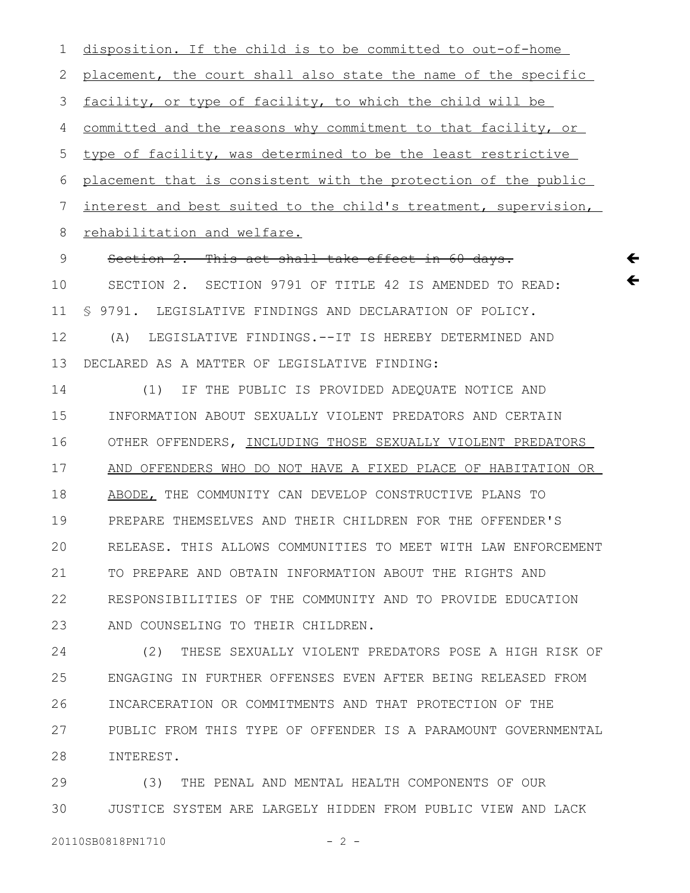disposition. If the child is to be committed to out-of-home placement, the court shall also state the name of the specific facility, or type of facility, to which the child will be committed and the reasons why commitment to that facility, or type of facility, was determined to be the least restrictive placement that is consistent with the protection of the public interest and best suited to the child's treatment, supervision, rehabilitation and welfare.

~~Section 2. This act shall take effect in 60 days.~~

SECTION 2. SECTION 9791 OF TITLE 42 IS AMENDED TO READ:

§ 9791. LEGISLATIVE FINDINGS AND DECLARATION OF POLICY.

(A) LEGISLATIVE FINDINGS.--IT IS HEREBY DETERMINED AND DECLARED AS A MATTER OF LEGISLATIVE FINDING:

(1) IF THE PUBLIC IS PROVIDED ADEQUATE NOTICE AND INFORMATION ABOUT SEXUALLY VIOLENT PREDATORS AND CERTAIN OTHER OFFENDERS, INCLUDING THOSE SEXUALLY VIOLENT PREDATORS AND OFFENDERS WHO DO NOT HAVE A FIXED PLACE OF HABITATION OR ABODE, THE COMMUNITY CAN DEVELOP CONSTRUCTIVE PLANS TO PREPARE THEMSELVES AND THEIR CHILDREN FOR THE OFFENDER'S RELEASE. THIS ALLOWS COMMUNITIES TO MEET WITH LAW ENFORCEMENT TO PREPARE AND OBTAIN INFORMATION ABOUT THE RIGHTS AND RESPONSIBILITIES OF THE COMMUNITY AND TO PROVIDE EDUCATION AND COUNSELING TO THEIR CHILDREN.

(2) THESE SEXUALLY VIOLENT PREDATORS POSE A HIGH RISK OF ENGAGING IN FURTHER OFFENSES EVEN AFTER BEING RELEASED FROM INCARCERATION OR COMMITMENTS AND THAT PROTECTION OF THE PUBLIC FROM THIS TYPE OF OFFENDER IS A PARAMOUNT GOVERNMENTAL INTEREST.

(3) THE PENAL AND MENTAL HEALTH COMPONENTS OF OUR JUSTICE SYSTEM ARE LARGELY HIDDEN FROM PUBLIC VIEW AND LACK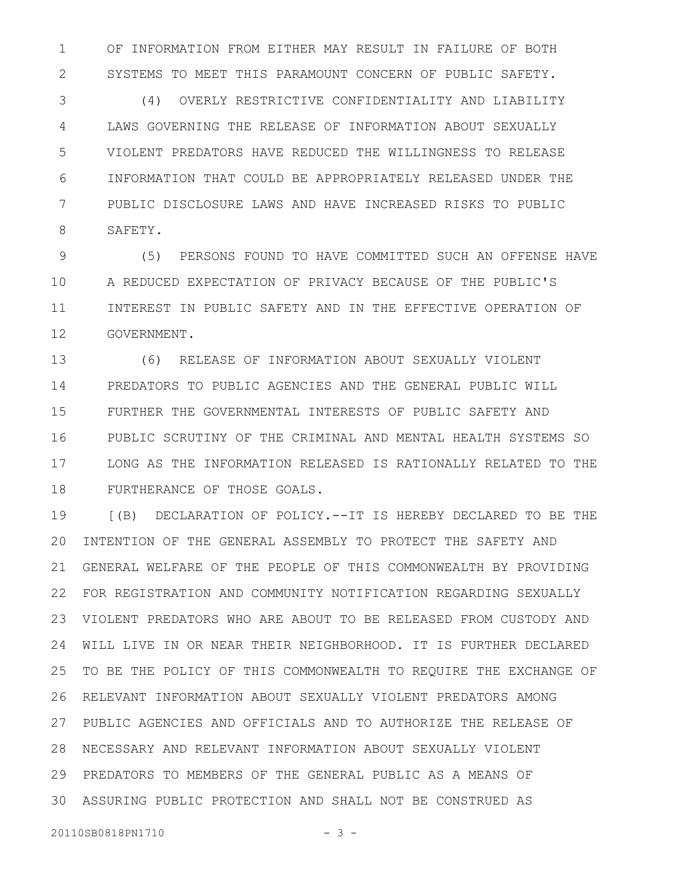OF INFORMATION FROM EITHER MAY RESULT IN FAILURE OF BOTH SYSTEMS TO MEET THIS PARAMOUNT CONCERN OF PUBLIC SAFETY.

(4) OVERLY RESTRICTIVE CONFIDENTIALITY AND LIABILITY LAWS GOVERNING THE RELEASE OF INFORMATION ABOUT SEXUALLY VIOLENT PREDATORS HAVE REDUCED THE WILLINGNESS TO RELEASE INFORMATION THAT COULD BE APPROPRIATELY RELEASED UNDER THE PUBLIC DISCLOSURE LAWS AND HAVE INCREASED RISKS TO PUBLIC SAFETY.

(5) PERSONS FOUND TO HAVE COMMITTED SUCH AN OFFENSE HAVE A REDUCED EXPECTATION OF PRIVACY BECAUSE OF THE PUBLIC'S INTEREST IN PUBLIC SAFETY AND IN THE EFFECTIVE OPERATION OF GOVERNMENT.

(6) RELEASE OF INFORMATION ABOUT SEXUALLY VIOLENT PREDATORS TO PUBLIC AGENCIES AND THE GENERAL PUBLIC WILL FURTHER THE GOVERNMENTAL INTERESTS OF PUBLIC SAFETY AND PUBLIC SCRUTINY OF THE CRIMINAL AND MENTAL HEALTH SYSTEMS SO LONG AS THE INFORMATION RELEASED IS RATIONALLY RELATED TO THE FURTHERANCE OF THOSE GOALS.

[(B) DECLARATION OF POLICY.--IT IS HEREBY DECLARED TO BE THE INTENTION OF THE GENERAL ASSEMBLY TO PROTECT THE SAFETY AND GENERAL WELFARE OF THE PEOPLE OF THIS COMMONWEALTH BY PROVIDING FOR REGISTRATION AND COMMUNITY NOTIFICATION REGARDING SEXUALLY VIOLENT PREDATORS WHO ARE ABOUT TO BE RELEASED FROM CUSTODY AND WILL LIVE IN OR NEAR THEIR NEIGHBORHOOD. IT IS FURTHER DECLARED TO BE THE POLICY OF THIS COMMONWEALTH TO REQUIRE THE EXCHANGE OF RELEVANT INFORMATION ABOUT SEXUALLY VIOLENT PREDATORS AMONG PUBLIC AGENCIES AND OFFICIALS AND TO AUTHORIZE THE RELEASE OF NECESSARY AND RELEVANT INFORMATION ABOUT SEXUALLY VIOLENT PREDATORS TO MEMBERS OF THE GENERAL PUBLIC AS A MEANS OF ASSURING PUBLIC PROTECTION AND SHALL NOT BE CONSTRUED AS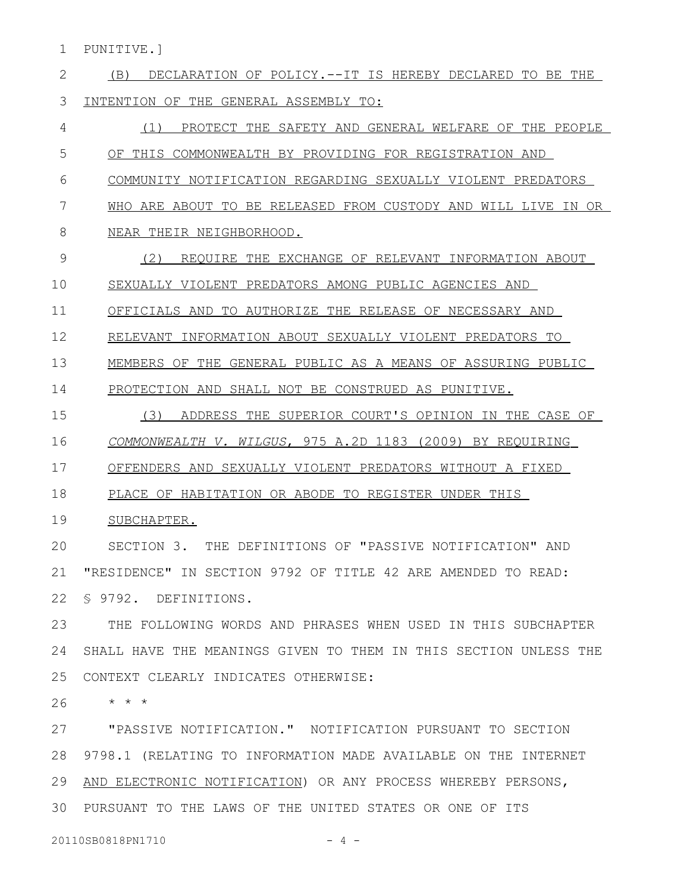PUNITIVE.]

(B) DECLARATION OF POLICY.--IT IS HEREBY DECLARED TO BE THE INTENTION OF THE GENERAL ASSEMBLY TO:

(1) PROTECT THE SAFETY AND GENERAL WELFARE OF THE PEOPLE OF THIS COMMONWEALTH BY PROVIDING FOR REGISTRATION AND COMMUNITY NOTIFICATION REGARDING SEXUALLY VIOLENT PREDATORS WHO ARE ABOUT TO BE RELEASED FROM CUSTODY AND WILL LIVE IN OR NEAR THEIR NEIGHBORHOOD.

(2) REQUIRE THE EXCHANGE OF RELEVANT INFORMATION ABOUT SEXUALLY VIOLENT PREDATORS AMONG PUBLIC AGENCIES AND OFFICIALS AND TO AUTHORIZE THE RELEASE OF NECESSARY AND RELEVANT INFORMATION ABOUT SEXUALLY VIOLENT PREDATORS TO MEMBERS OF THE GENERAL PUBLIC AS A MEANS OF ASSURING PUBLIC PROTECTION AND SHALL NOT BE CONSTRUED AS PUNITIVE.

(3) ADDRESS THE SUPERIOR COURT'S OPINION IN THE CASE OF *COMMONWEALTH V. WILGUS*, 975 A.2D 1183 (2009) BY REQUIRING OFFENDERS AND SEXUALLY VIOLENT PREDATORS WITHOUT A FIXED PLACE OF HABITATION OR ABODE TO REGISTER UNDER THIS SUBCHAPTER.

SECTION 3. THE DEFINITIONS OF "PASSIVE NOTIFICATION" AND "RESIDENCE" IN SECTION 9792 OF TITLE 42 ARE AMENDED TO READ:

§ 9792. DEFINITIONS.

THE FOLLOWING WORDS AND PHRASES WHEN USED IN THIS SUBCHAPTER SHALL HAVE THE MEANINGS GIVEN TO THEM IN THIS SECTION UNLESS THE CONTEXT CLEARLY INDICATES OTHERWISE:

\* \* \*

"PASSIVE NOTIFICATION." NOTIFICATION PURSUANT TO SECTION 9798.1 (RELATING TO INFORMATION MADE AVAILABLE ON THE INTERNET AND ELECTRONIC NOTIFICATION) OR ANY PROCESS WHEREBY PERSONS, PURSUANT TO THE LAWS OF THE UNITED STATES OR ONE OF ITS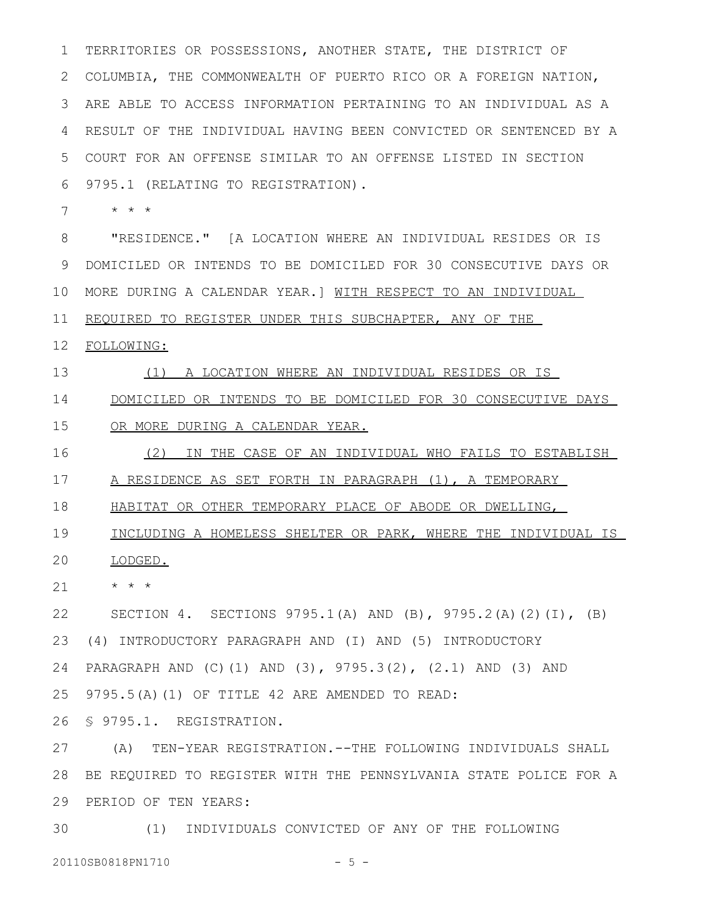TERRITORIES OR POSSESSIONS, ANOTHER STATE, THE DISTRICT OF COLUMBIA, THE COMMONWEALTH OF PUERTO RICO OR A FOREIGN NATION, ARE ABLE TO ACCESS INFORMATION PERTAINING TO AN INDIVIDUAL AS A RESULT OF THE INDIVIDUAL HAVING BEEN CONVICTED OR SENTENCED BY A COURT FOR AN OFFENSE SIMILAR TO AN OFFENSE LISTED IN SECTION 9795.1 (RELATING TO REGISTRATION).

\* \* \*

"RESIDENCE." [A LOCATION WHERE AN INDIVIDUAL RESIDES OR IS DOMICILED OR INTENDS TO BE DOMICILED FOR 30 CONSECUTIVE DAYS OR MORE DURING A CALENDAR YEAR.] <u>WITH RESPECT TO AN INDIVIDUAL REQUIRED TO REGISTER UNDER THIS SUBCHAPTER, ANY OF THE FOLLOWING:</u>

<u>(1) A LOCATION WHERE AN INDIVIDUAL RESIDES OR IS DOMICILED OR INTENDS TO BE DOMICILED FOR 30 CONSECUTIVE DAYS OR MORE DURING A CALENDAR YEAR.</u>

<u>(2) IN THE CASE OF AN INDIVIDUAL WHO FAILS TO ESTABLISH A RESIDENCE AS SET FORTH IN PARAGRAPH (1), A TEMPORARY HABITAT OR OTHER TEMPORARY PLACE OF ABODE OR DWELLING, INCLUDING A HOMELESS SHELTER OR PARK, WHERE THE INDIVIDUAL IS LODGED.</u>

\* \* \*

SECTION 4. SECTIONS 9795.1(A) AND (B), 9795.2(A)(2)(I), (B)(4) INTRODUCTORY PARAGRAPH AND (I) AND (5) INTRODUCTORY PARAGRAPH AND (C)(1) AND (3), 9795.3(2), (2.1) AND (3) AND 9795.5(A)(1) OF TITLE 42 ARE AMENDED TO READ:

§ 9795.1. REGISTRATION.

(A) TEN-YEAR REGISTRATION.--THE FOLLOWING INDIVIDUALS SHALL BE REQUIRED TO REGISTER WITH THE PENNSYLVANIA STATE POLICE FOR A PERIOD OF TEN YEARS:

(1) INDIVIDUALS CONVICTED OF ANY OF THE FOLLOWING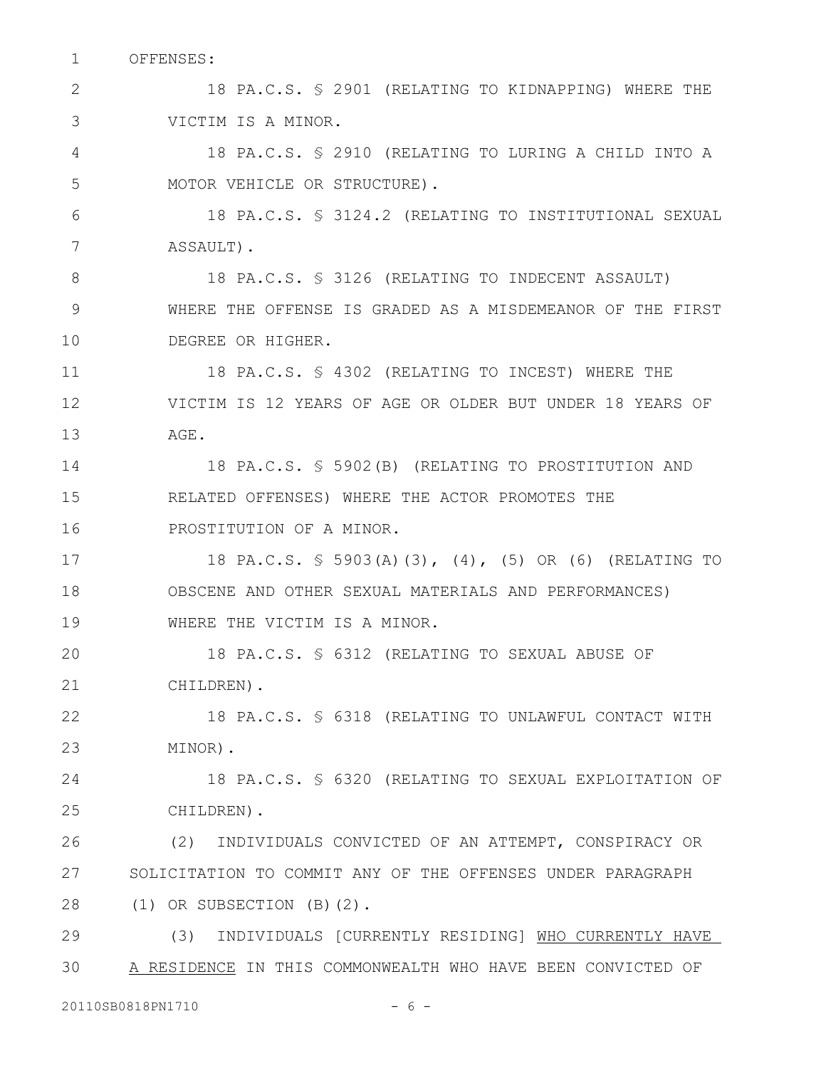OFFENSES:

18 PA.C.S. § 2901 (RELATING TO KIDNAPPING) WHERE THE VICTIM IS A MINOR.

18 PA.C.S. § 2910 (RELATING TO LURING A CHILD INTO A MOTOR VEHICLE OR STRUCTURE).

18 PA.C.S. § 3124.2 (RELATING TO INSTITUTIONAL SEXUAL ASSAULT).

18 PA.C.S. § 3126 (RELATING TO INDECENT ASSAULT) WHERE THE OFFENSE IS GRADED AS A MISDEMEANOR OF THE FIRST DEGREE OR HIGHER.

18 PA.C.S. § 4302 (RELATING TO INCEST) WHERE THE VICTIM IS 12 YEARS OF AGE OR OLDER BUT UNDER 18 YEARS OF AGE.

18 PA.C.S. § 5902(B) (RELATING TO PROSTITUTION AND RELATED OFFENSES) WHERE THE ACTOR PROMOTES THE PROSTITUTION OF A MINOR.

18 PA.C.S. § 5903(A)(3), (4), (5) OR (6) (RELATING TO OBSCENE AND OTHER SEXUAL MATERIALS AND PERFORMANCES) WHERE THE VICTIM IS A MINOR.

18 PA.C.S. § 6312 (RELATING TO SEXUAL ABUSE OF CHILDREN).

18 PA.C.S. § 6318 (RELATING TO UNLAWFUL CONTACT WITH MINOR).

18 PA.C.S. § 6320 (RELATING TO SEXUAL EXPLOITATION OF CHILDREN).

(2) INDIVIDUALS CONVICTED OF AN ATTEMPT, CONSPIRACY OR SOLICITATION TO COMMIT ANY OF THE OFFENSES UNDER PARAGRAPH (1) OR SUBSECTION (B)(2).

(3) INDIVIDUALS [CURRENTLY RESIDING] <u>WHO CURRENTLY HAVE A RESIDENCE</u> IN THIS COMMONWEALTH WHO HAVE BEEN CONVICTED OF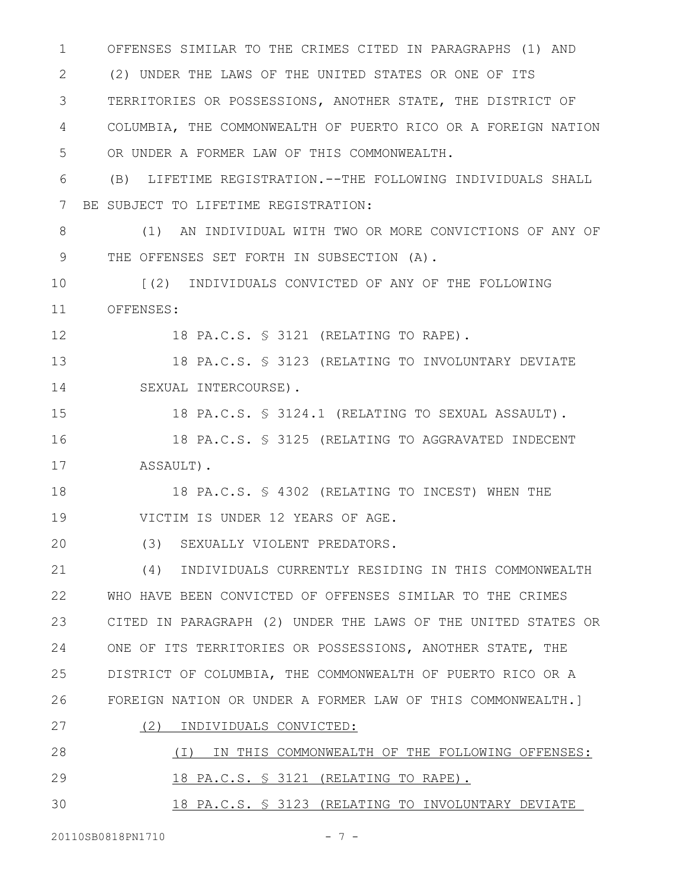OFFENSES SIMILAR TO THE CRIMES CITED IN PARAGRAPHS (1) AND (2) UNDER THE LAWS OF THE UNITED STATES OR ONE OF ITS TERRITORIES OR POSSESSIONS, ANOTHER STATE, THE DISTRICT OF COLUMBIA, THE COMMONWEALTH OF PUERTO RICO OR A FOREIGN NATION OR UNDER A FORMER LAW OF THIS COMMONWEALTH.

(B) LIFETIME REGISTRATION.--THE FOLLOWING INDIVIDUALS SHALL BE SUBJECT TO LIFETIME REGISTRATION:

(1) AN INDIVIDUAL WITH TWO OR MORE CONVICTIONS OF ANY OF THE OFFENSES SET FORTH IN SUBSECTION (A).

[(2) INDIVIDUALS CONVICTED OF ANY OF THE FOLLOWING OFFENSES:

18 PA.C.S. § 3121 (RELATING TO RAPE).

18 PA.C.S. § 3123 (RELATING TO INVOLUNTARY DEVIATE SEXUAL INTERCOURSE).

18 PA.C.S. § 3124.1 (RELATING TO SEXUAL ASSAULT).

18 PA.C.S. § 3125 (RELATING TO AGGRAVATED INDECENT ASSAULT).

18 PA.C.S. § 4302 (RELATING TO INCEST) WHEN THE VICTIM IS UNDER 12 YEARS OF AGE.

(3) SEXUALLY VIOLENT PREDATORS.

(4) INDIVIDUALS CURRENTLY RESIDING IN THIS COMMONWEALTH WHO HAVE BEEN CONVICTED OF OFFENSES SIMILAR TO THE CRIMES CITED IN PARAGRAPH (2) UNDER THE LAWS OF THE UNITED STATES OR ONE OF ITS TERRITORIES OR POSSESSIONS, ANOTHER STATE, THE DISTRICT OF COLUMBIA, THE COMMONWEALTH OF PUERTO RICO OR A FOREIGN NATION OR UNDER A FORMER LAW OF THIS COMMONWEALTH.]

<u>(2) INDIVIDUALS CONVICTED:</u>

<u>(I) IN THIS COMMONWEALTH OF THE FOLLOWING OFFENSES:</u>

<u>18 PA.C.S. § 3121 (RELATING TO RAPE).</u>

<u>18 PA.C.S. § 3123 (RELATING TO INVOLUNTARY DEVIATE</u>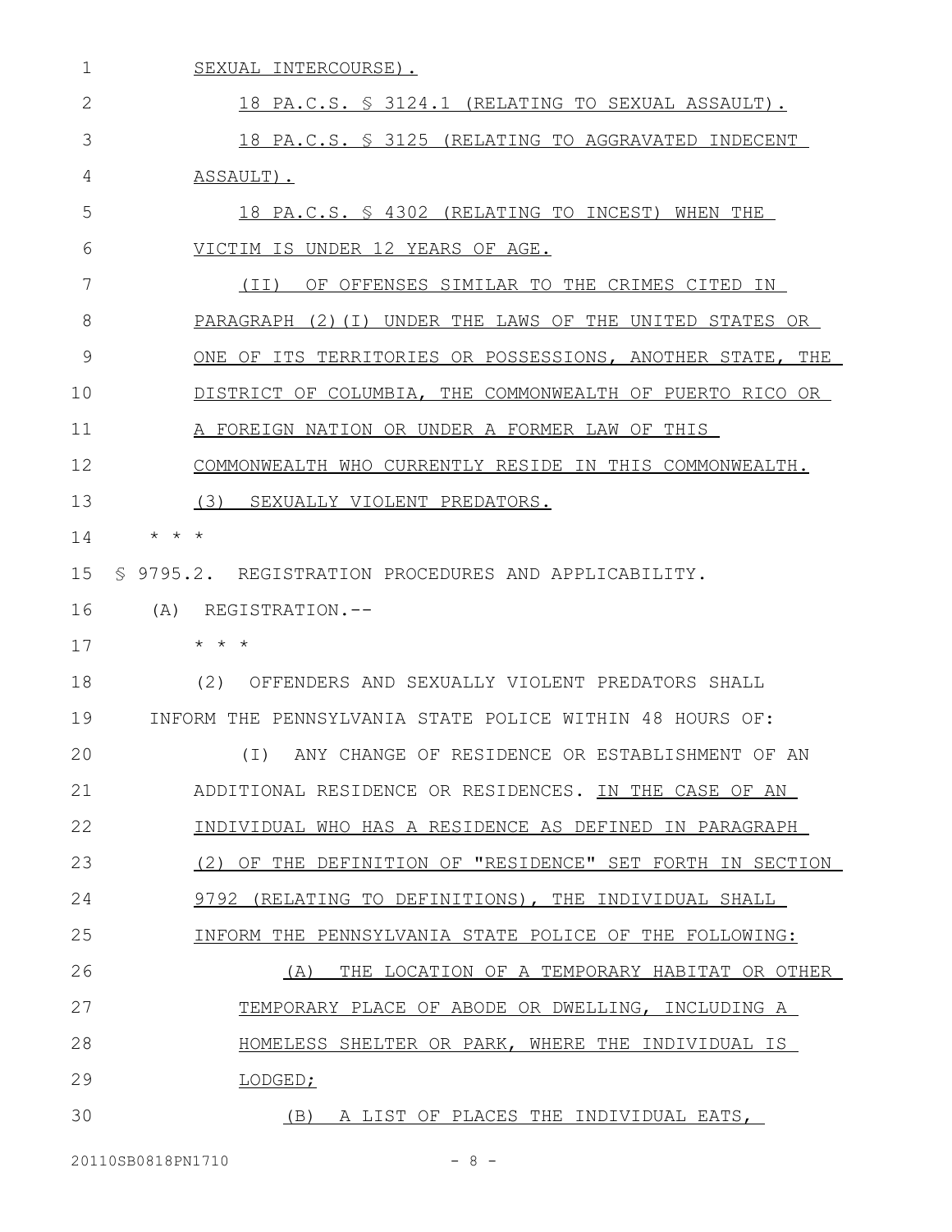SEXUAL INTERCOURSE).

18 PA.C.S. § 3124.1 (RELATING TO SEXUAL ASSAULT).

18 PA.C.S. § 3125 (RELATING TO AGGRAVATED INDECENT ASSAULT).

18 PA.C.S. § 4302 (RELATING TO INCEST) WHEN THE VICTIM IS UNDER 12 YEARS OF AGE.

(II) OF OFFENSES SIMILAR TO THE CRIMES CITED IN PARAGRAPH (2)(I) UNDER THE LAWS OF THE UNITED STATES OR ONE OF ITS TERRITORIES OR POSSESSIONS, ANOTHER STATE, THE DISTRICT OF COLUMBIA, THE COMMONWEALTH OF PUERTO RICO OR A FOREIGN NATION OR UNDER A FORMER LAW OF THIS COMMONWEALTH WHO CURRENTLY RESIDE IN THIS COMMONWEALTH.

(3) SEXUALLY VIOLENT PREDATORS.

\* \* \*

§ 9795.2. REGISTRATION PROCEDURES AND APPLICABILITY.

(A) REGISTRATION.--

\* \* \*

(2) OFFENDERS AND SEXUALLY VIOLENT PREDATORS SHALL INFORM THE PENNSYLVANIA STATE POLICE WITHIN 48 HOURS OF:

(I) ANY CHANGE OF RESIDENCE OR ESTABLISHMENT OF AN ADDITIONAL RESIDENCE OR RESIDENCES. IN THE CASE OF AN INDIVIDUAL WHO HAS A RESIDENCE AS DEFINED IN PARAGRAPH (2) OF THE DEFINITION OF "RESIDENCE" SET FORTH IN SECTION 9792 (RELATING TO DEFINITIONS), THE INDIVIDUAL SHALL INFORM THE PENNSYLVANIA STATE POLICE OF THE FOLLOWING:

(A) THE LOCATION OF A TEMPORARY HABITAT OR OTHER TEMPORARY PLACE OF ABODE OR DWELLING, INCLUDING A HOMELESS SHELTER OR PARK, WHERE THE INDIVIDUAL IS LODGED;

(B) A LIST OF PLACES THE INDIVIDUAL EATS,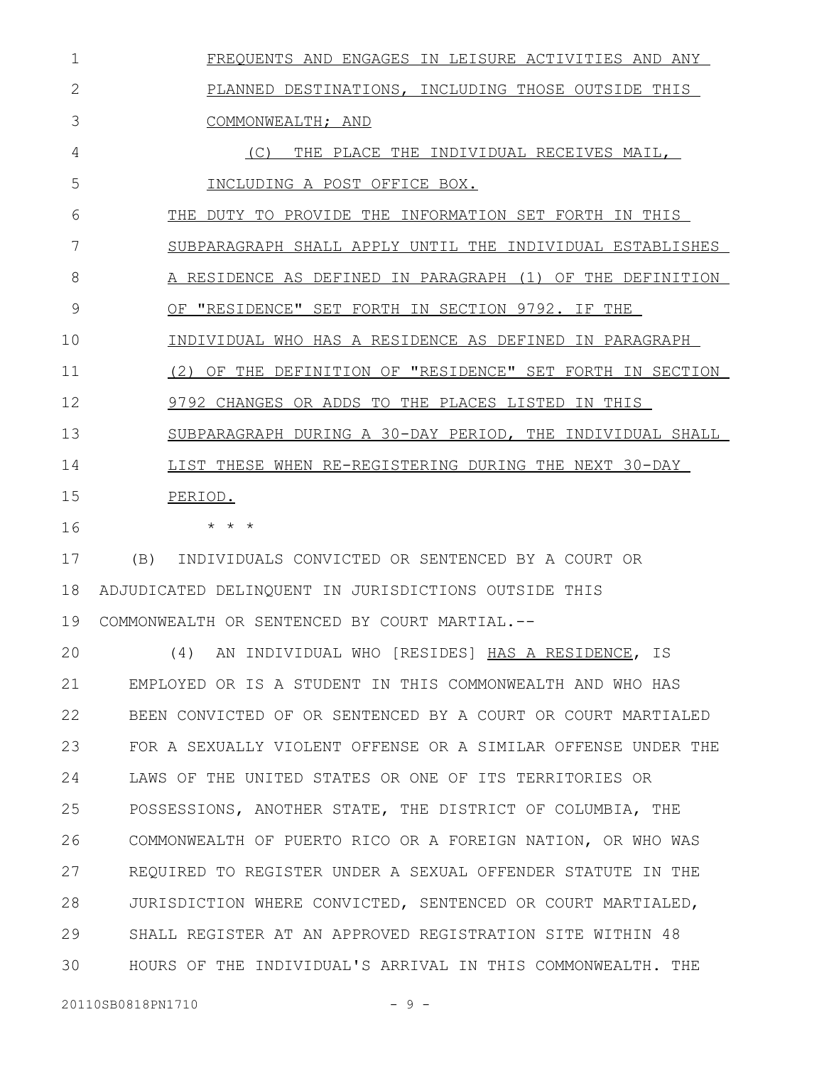FREQUENTS AND ENGAGES IN LEISURE ACTIVITIES AND ANY PLANNED DESTINATIONS, INCLUDING THOSE OUTSIDE THIS COMMONWEALTH; AND

(C) THE PLACE THE INDIVIDUAL RECEIVES MAIL, INCLUDING A POST OFFICE BOX.

THE DUTY TO PROVIDE THE INFORMATION SET FORTH IN THIS SUBPARAGRAPH SHALL APPLY UNTIL THE INDIVIDUAL ESTABLISHES A RESIDENCE AS DEFINED IN PARAGRAPH (1) OF THE DEFINITION OF "RESIDENCE" SET FORTH IN SECTION 9792. IF THE INDIVIDUAL WHO HAS A RESIDENCE AS DEFINED IN PARAGRAPH (2) OF THE DEFINITION OF "RESIDENCE" SET FORTH IN SECTION 9792 CHANGES OR ADDS TO THE PLACES LISTED IN THIS SUBPARAGRAPH DURING A 30-DAY PERIOD, THE INDIVIDUAL SHALL LIST THESE WHEN RE-REGISTERING DURING THE NEXT 30-DAY PERIOD.

\* \* \*

(B) INDIVIDUALS CONVICTED OR SENTENCED BY A COURT OR ADJUDICATED DELINQUENT IN JURISDICTIONS OUTSIDE THIS COMMONWEALTH OR SENTENCED BY COURT MARTIAL.--

(4) AN INDIVIDUAL WHO [RESIDES] HAS A RESIDENCE, IS EMPLOYED OR IS A STUDENT IN THIS COMMONWEALTH AND WHO HAS BEEN CONVICTED OF OR SENTENCED BY A COURT OR COURT MARTIALED FOR A SEXUALLY VIOLENT OFFENSE OR A SIMILAR OFFENSE UNDER THE LAWS OF THE UNITED STATES OR ONE OF ITS TERRITORIES OR POSSESSIONS, ANOTHER STATE, THE DISTRICT OF COLUMBIA, THE COMMONWEALTH OF PUERTO RICO OR A FOREIGN NATION, OR WHO WAS REQUIRED TO REGISTER UNDER A SEXUAL OFFENDER STATUTE IN THE JURISDICTION WHERE CONVICTED, SENTENCED OR COURT MARTIALED, SHALL REGISTER AT AN APPROVED REGISTRATION SITE WITHIN 48 HOURS OF THE INDIVIDUAL'S ARRIVAL IN THIS COMMONWEALTH. THE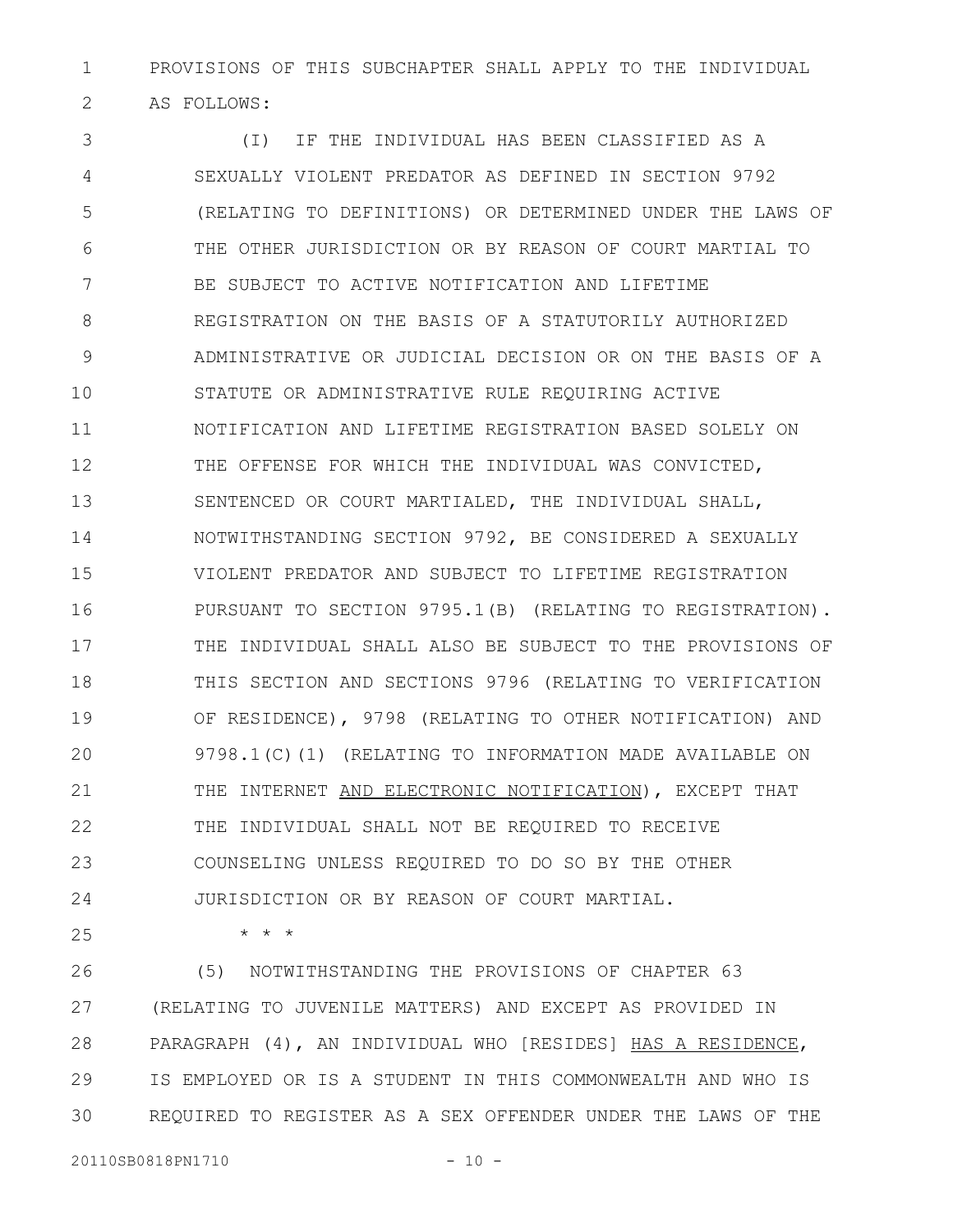PROVISIONS OF THIS SUBCHAPTER SHALL APPLY TO THE INDIVIDUAL AS FOLLOWS:

(I) IF THE INDIVIDUAL HAS BEEN CLASSIFIED AS A SEXUALLY VIOLENT PREDATOR AS DEFINED IN SECTION 9792 (RELATING TO DEFINITIONS) OR DETERMINED UNDER THE LAWS OF THE OTHER JURISDICTION OR BY REASON OF COURT MARTIAL TO BE SUBJECT TO ACTIVE NOTIFICATION AND LIFETIME REGISTRATION ON THE BASIS OF A STATUTORILY AUTHORIZED ADMINISTRATIVE OR JUDICIAL DECISION OR ON THE BASIS OF A STATUTE OR ADMINISTRATIVE RULE REQUIRING ACTIVE NOTIFICATION AND LIFETIME REGISTRATION BASED SOLELY ON THE OFFENSE FOR WHICH THE INDIVIDUAL WAS CONVICTED, SENTENCED OR COURT MARTIALED, THE INDIVIDUAL SHALL, NOTWITHSTANDING SECTION 9792, BE CONSIDERED A SEXUALLY VIOLENT PREDATOR AND SUBJECT TO LIFETIME REGISTRATION PURSUANT TO SECTION 9795.1(B) (RELATING TO REGISTRATION). THE INDIVIDUAL SHALL ALSO BE SUBJECT TO THE PROVISIONS OF THIS SECTION AND SECTIONS 9796 (RELATING TO VERIFICATION OF RESIDENCE), 9798 (RELATING TO OTHER NOTIFICATION) AND 9798.1(C)(1) (RELATING TO INFORMATION MADE AVAILABLE ON THE INTERNET <u>AND ELECTRONIC NOTIFICATION</u>), EXCEPT THAT THE INDIVIDUAL SHALL NOT BE REQUIRED TO RECEIVE COUNSELING UNLESS REQUIRED TO DO SO BY THE OTHER JURISDICTION OR BY REASON OF COURT MARTIAL.

\* \* \*

(5) NOTWITHSTANDING THE PROVISIONS OF CHAPTER 63 (RELATING TO JUVENILE MATTERS) AND EXCEPT AS PROVIDED IN PARAGRAPH (4), AN INDIVIDUAL WHO [RESIDES] <u>HAS A RESIDENCE</u>, IS EMPLOYED OR IS A STUDENT IN THIS COMMONWEALTH AND WHO IS REQUIRED TO REGISTER AS A SEX OFFENDER UNDER THE LAWS OF THE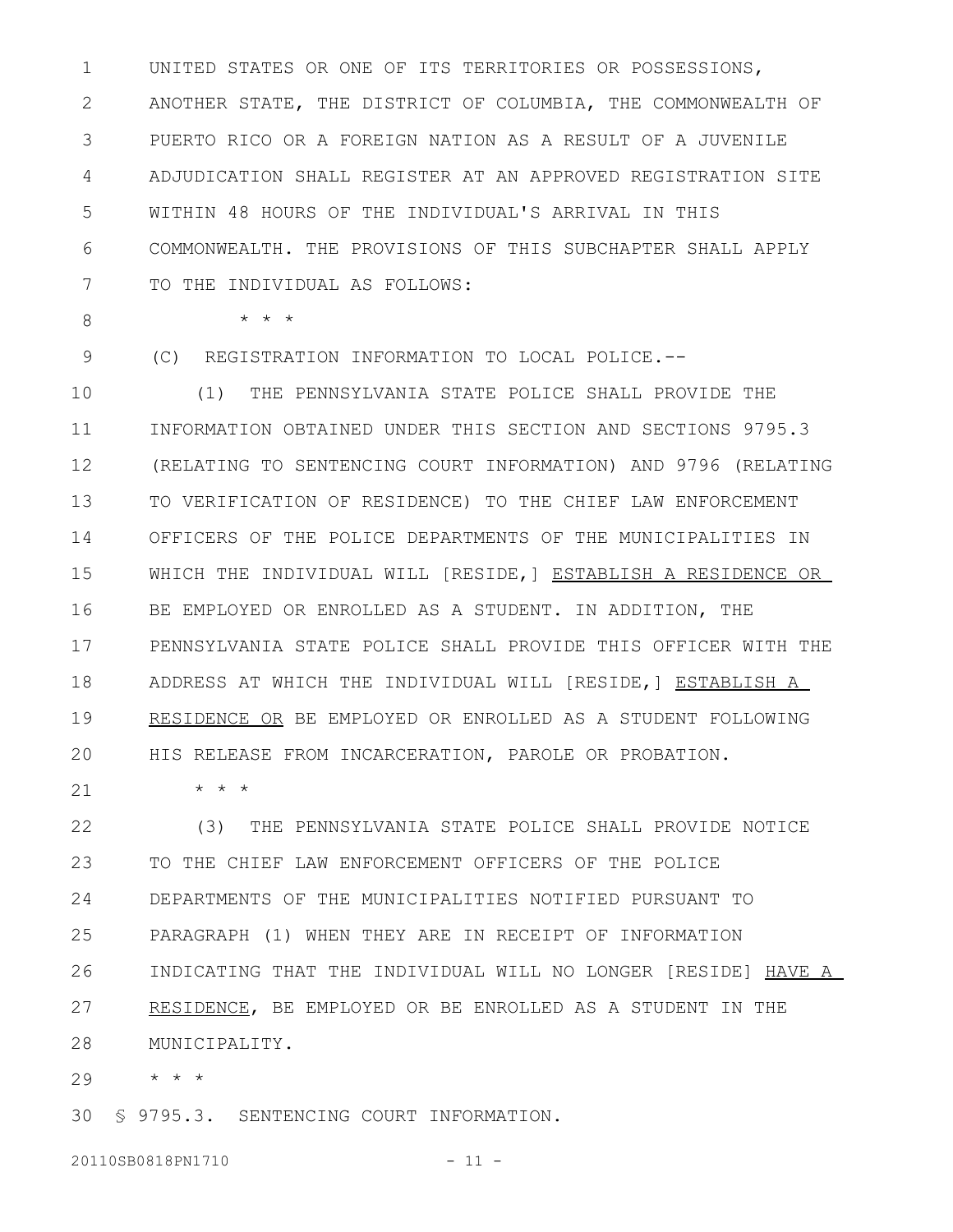UNITED STATES OR ONE OF ITS TERRITORIES OR POSSESSIONS, ANOTHER STATE, THE DISTRICT OF COLUMBIA, THE COMMONWEALTH OF PUERTO RICO OR A FOREIGN NATION AS A RESULT OF A JUVENILE ADJUDICATION SHALL REGISTER AT AN APPROVED REGISTRATION SITE WITHIN 48 HOURS OF THE INDIVIDUAL'S ARRIVAL IN THIS COMMONWEALTH. THE PROVISIONS OF THIS SUBCHAPTER SHALL APPLY TO THE INDIVIDUAL AS FOLLOWS:

\* \* \*

(C) REGISTRATION INFORMATION TO LOCAL POLICE.--

(1) THE PENNSYLVANIA STATE POLICE SHALL PROVIDE THE INFORMATION OBTAINED UNDER THIS SECTION AND SECTIONS 9795.3 (RELATING TO SENTENCING COURT INFORMATION) AND 9796 (RELATING TO VERIFICATION OF RESIDENCE) TO THE CHIEF LAW ENFORCEMENT OFFICERS OF THE POLICE DEPARTMENTS OF THE MUNICIPALITIES IN WHICH THE INDIVIDUAL WILL [RESIDE,] <u>ESTABLISH A RESIDENCE OR</u> BE EMPLOYED OR ENROLLED AS A STUDENT. IN ADDITION, THE PENNSYLVANIA STATE POLICE SHALL PROVIDE THIS OFFICER WITH THE ADDRESS AT WHICH THE INDIVIDUAL WILL [RESIDE,] <u>ESTABLISH A RESIDENCE OR</u> BE EMPLOYED OR ENROLLED AS A STUDENT FOLLOWING HIS RELEASE FROM INCARCERATION, PAROLE OR PROBATION.

\* \* \*

(3) THE PENNSYLVANIA STATE POLICE SHALL PROVIDE NOTICE TO THE CHIEF LAW ENFORCEMENT OFFICERS OF THE POLICE DEPARTMENTS OF THE MUNICIPALITIES NOTIFIED PURSUANT TO PARAGRAPH (1) WHEN THEY ARE IN RECEIPT OF INFORMATION INDICATING THAT THE INDIVIDUAL WILL NO LONGER [RESIDE] <u>HAVE A RESIDENCE</u>, BE EMPLOYED OR BE ENROLLED AS A STUDENT IN THE MUNICIPALITY.

\* \* \*

§ 9795.3. SENTENCING COURT INFORMATION.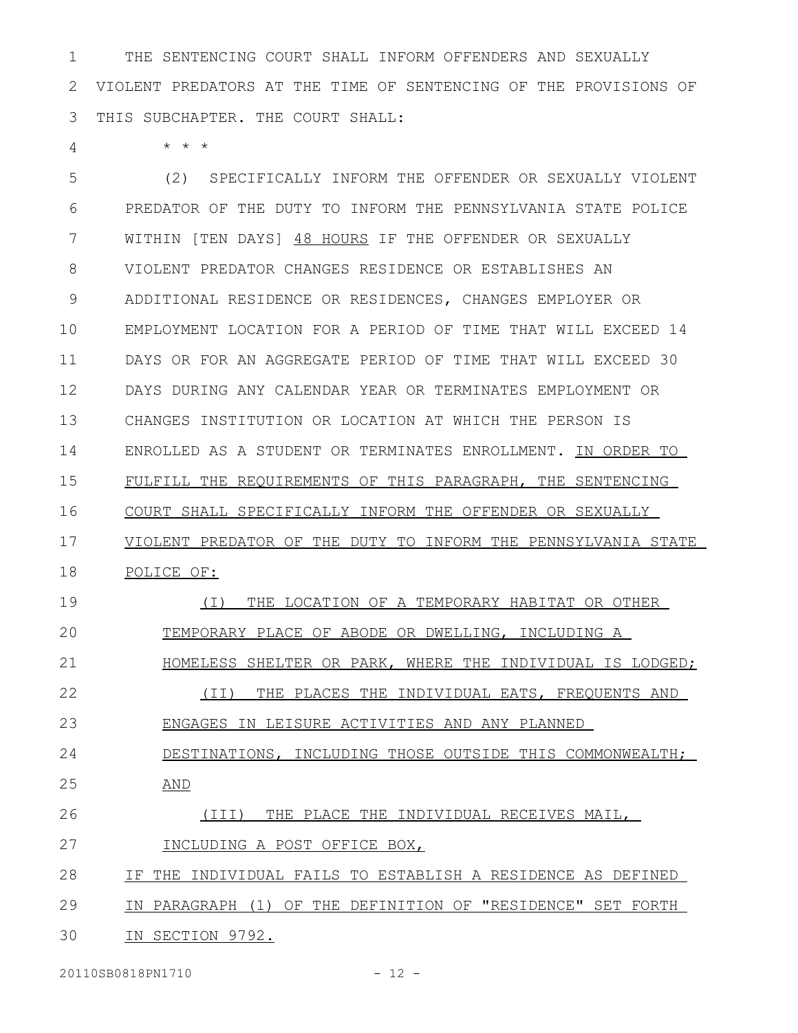THE SENTENCING COURT SHALL INFORM OFFENDERS AND SEXUALLY VIOLENT PREDATORS AT THE TIME OF SENTENCING OF THE PROVISIONS OF THIS SUBCHAPTER. THE COURT SHALL:

* * *

(2) SPECIFICALLY INFORM THE OFFENDER OR SEXUALLY VIOLENT PREDATOR OF THE DUTY TO INFORM THE PENNSYLVANIA STATE POLICE WITHIN [TEN DAYS] <u>48 HOURS</u> IF THE OFFENDER OR SEXUALLY VIOLENT PREDATOR CHANGES RESIDENCE OR ESTABLISHES AN ADDITIONAL RESIDENCE OR RESIDENCES, CHANGES EMPLOYER OR EMPLOYMENT LOCATION FOR A PERIOD OF TIME THAT WILL EXCEED 14 DAYS OR FOR AN AGGREGATE PERIOD OF TIME THAT WILL EXCEED 30 DAYS DURING ANY CALENDAR YEAR OR TERMINATES EMPLOYMENT OR CHANGES INSTITUTION OR LOCATION AT WHICH THE PERSON IS ENROLLED AS A STUDENT OR TERMINATES ENROLLMENT. <u>IN ORDER TO FULFILL THE REQUIREMENTS OF THIS PARAGRAPH, THE SENTENCING COURT SHALL SPECIFICALLY INFORM THE OFFENDER OR SEXUALLY VIOLENT PREDATOR OF THE DUTY TO INFORM THE PENNSYLVANIA STATE POLICE OF:</u>

<u>(I) THE LOCATION OF A TEMPORARY HABITAT OR OTHER TEMPORARY PLACE OF ABODE OR DWELLING, INCLUDING A HOMELESS SHELTER OR PARK, WHERE THE INDIVIDUAL IS LODGED;</u>

<u>(II) THE PLACES THE INDIVIDUAL EATS, FREQUENTS AND ENGAGES IN LEISURE ACTIVITIES AND ANY PLANNED DESTINATIONS, INCLUDING THOSE OUTSIDE THIS COMMONWEALTH; AND</u>

<u>(III) THE PLACE THE INDIVIDUAL RECEIVES MAIL, INCLUDING A POST OFFICE BOX,</u>

<u>IF THE INDIVIDUAL FAILS TO ESTABLISH A RESIDENCE AS DEFINED IN PARAGRAPH (1) OF THE DEFINITION OF "RESIDENCE" SET FORTH IN SECTION 9792.</u>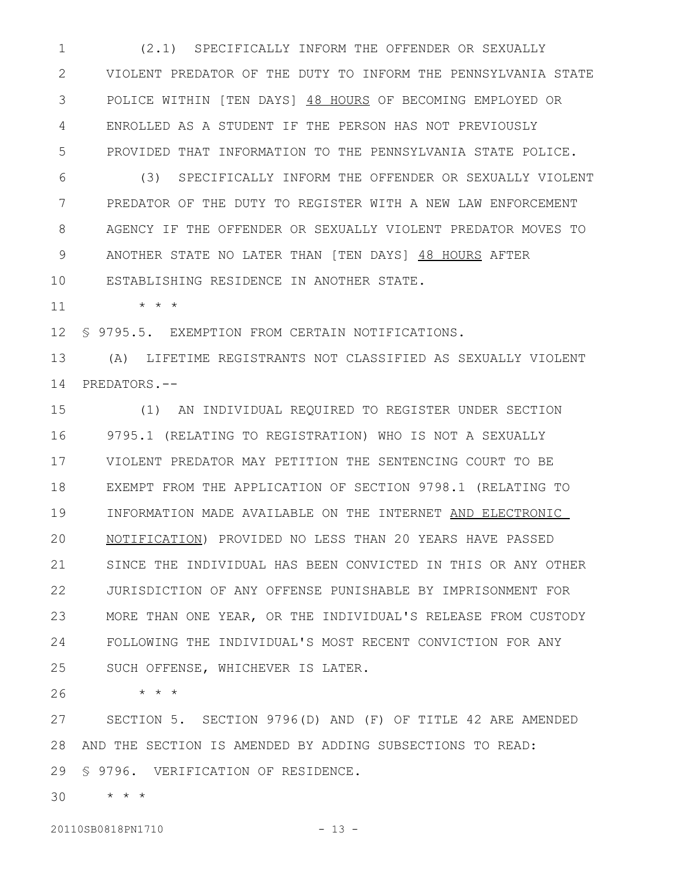(2.1) SPECIFICALLY INFORM THE OFFENDER OR SEXUALLY VIOLENT PREDATOR OF THE DUTY TO INFORM THE PENNSYLVANIA STATE POLICE WITHIN [TEN DAYS] <u>48 HOURS</u> OF BECOMING EMPLOYED OR ENROLLED AS A STUDENT IF THE PERSON HAS NOT PREVIOUSLY PROVIDED THAT INFORMATION TO THE PENNSYLVANIA STATE POLICE.

(3) SPECIFICALLY INFORM THE OFFENDER OR SEXUALLY VIOLENT PREDATOR OF THE DUTY TO REGISTER WITH A NEW LAW ENFORCEMENT AGENCY IF THE OFFENDER OR SEXUALLY VIOLENT PREDATOR MOVES TO ANOTHER STATE NO LATER THAN [TEN DAYS] <u>48 HOURS</u> AFTER ESTABLISHING RESIDENCE IN ANOTHER STATE.

* * *

§ 9795.5. EXEMPTION FROM CERTAIN NOTIFICATIONS.

(A) LIFETIME REGISTRANTS NOT CLASSIFIED AS SEXUALLY VIOLENT PREDATORS.--

(1) AN INDIVIDUAL REQUIRED TO REGISTER UNDER SECTION 9795.1 (RELATING TO REGISTRATION) WHO IS NOT A SEXUALLY VIOLENT PREDATOR MAY PETITION THE SENTENCING COURT TO BE EXEMPT FROM THE APPLICATION OF SECTION 9798.1 (RELATING TO INFORMATION MADE AVAILABLE ON THE INTERNET <u>AND ELECTRONIC NOTIFICATION</u>) PROVIDED NO LESS THAN 20 YEARS HAVE PASSED SINCE THE INDIVIDUAL HAS BEEN CONVICTED IN THIS OR ANY OTHER JURISDICTION OF ANY OFFENSE PUNISHABLE BY IMPRISONMENT FOR MORE THAN ONE YEAR, OR THE INDIVIDUAL'S RELEASE FROM CUSTODY FOLLOWING THE INDIVIDUAL'S MOST RECENT CONVICTION FOR ANY SUCH OFFENSE, WHICHEVER IS LATER.

* * *

SECTION 5. SECTION 9796(D) AND (F) OF TITLE 42 ARE AMENDED AND THE SECTION IS AMENDED BY ADDING SUBSECTIONS TO READ:

§ 9796. VERIFICATION OF RESIDENCE.

* * *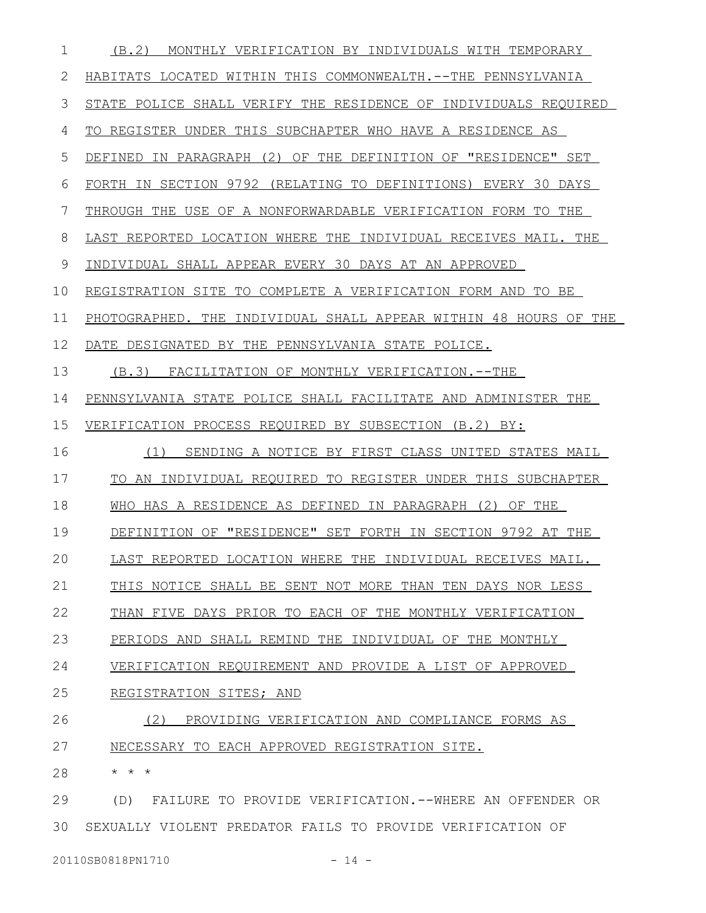(B.2) MONTHLY VERIFICATION BY INDIVIDUALS WITH TEMPORARY HABITATS LOCATED WITHIN THIS COMMONWEALTH.--THE PENNSYLVANIA STATE POLICE SHALL VERIFY THE RESIDENCE OF INDIVIDUALS REQUIRED TO REGISTER UNDER THIS SUBCHAPTER WHO HAVE A RESIDENCE AS DEFINED IN PARAGRAPH (2) OF THE DEFINITION OF "RESIDENCE" SET FORTH IN SECTION 9792 (RELATING TO DEFINITIONS) EVERY 30 DAYS THROUGH THE USE OF A NONFORWARDABLE VERIFICATION FORM TO THE LAST REPORTED LOCATION WHERE THE INDIVIDUAL RECEIVES MAIL. THE INDIVIDUAL SHALL APPEAR EVERY 30 DAYS AT AN APPROVED REGISTRATION SITE TO COMPLETE A VERIFICATION FORM AND TO BE PHOTOGRAPHED. THE INDIVIDUAL SHALL APPEAR WITHIN 48 HOURS OF THE DATE DESIGNATED BY THE PENNSYLVANIA STATE POLICE.

(B.3) FACILITATION OF MONTHLY VERIFICATION.--THE PENNSYLVANIA STATE POLICE SHALL FACILITATE AND ADMINISTER THE VERIFICATION PROCESS REQUIRED BY SUBSECTION (B.2) BY:

(1) SENDING A NOTICE BY FIRST CLASS UNITED STATES MAIL TO AN INDIVIDUAL REQUIRED TO REGISTER UNDER THIS SUBCHAPTER WHO HAS A RESIDENCE AS DEFINED IN PARAGRAPH (2) OF THE DEFINITION OF "RESIDENCE" SET FORTH IN SECTION 9792 AT THE LAST REPORTED LOCATION WHERE THE INDIVIDUAL RECEIVES MAIL. THIS NOTICE SHALL BE SENT NOT MORE THAN TEN DAYS NOR LESS THAN FIVE DAYS PRIOR TO EACH OF THE MONTHLY VERIFICATION PERIODS AND SHALL REMIND THE INDIVIDUAL OF THE MONTHLY VERIFICATION REQUIREMENT AND PROVIDE A LIST OF APPROVED REGISTRATION SITES; AND

(2) PROVIDING VERIFICATION AND COMPLIANCE FORMS AS NECESSARY TO EACH APPROVED REGISTRATION SITE.

* * *

(D) FAILURE TO PROVIDE VERIFICATION.--WHERE AN OFFENDER OR SEXUALLY VIOLENT PREDATOR FAILS TO PROVIDE VERIFICATION OF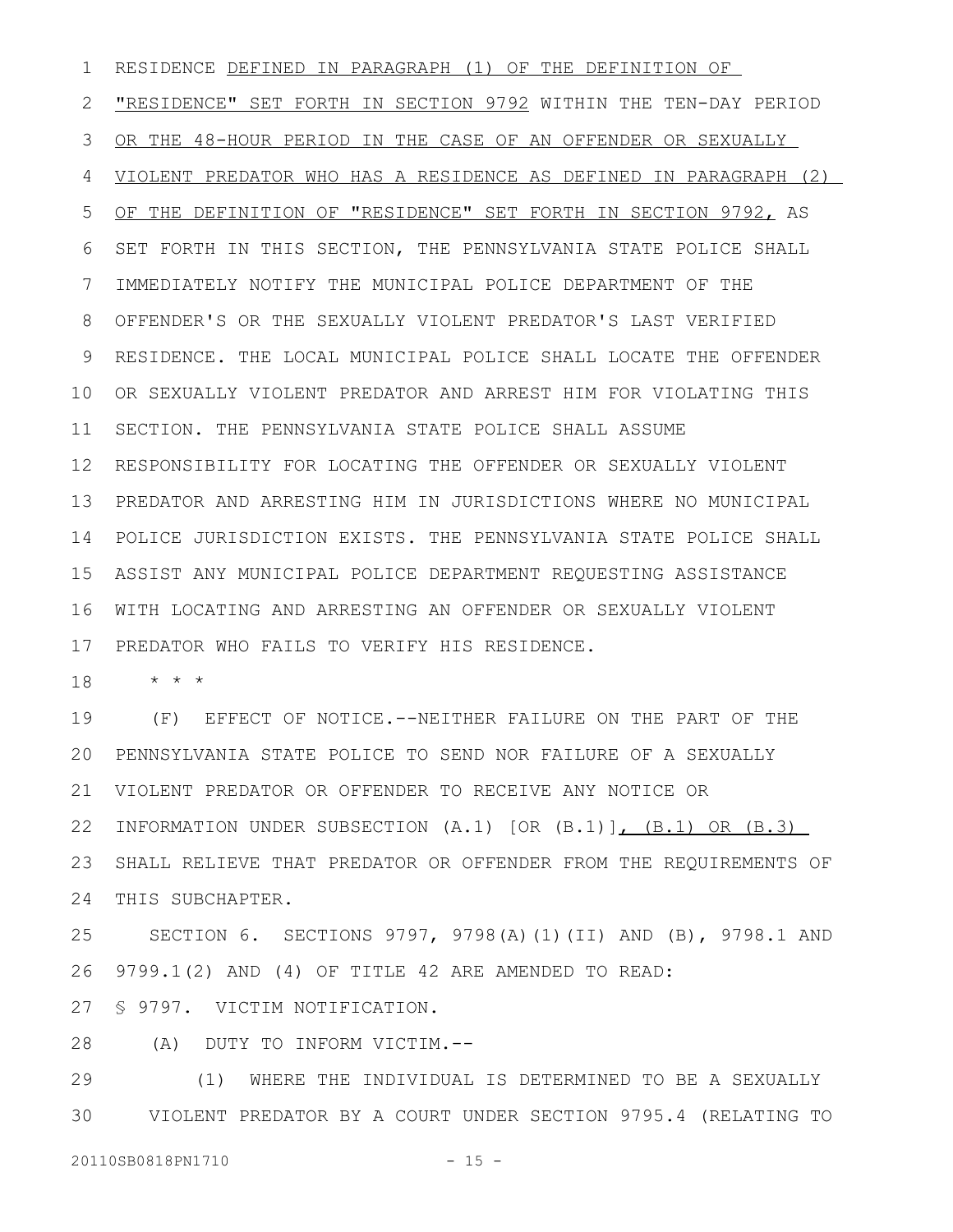RESIDENCE DEFINED IN PARAGRAPH (1) OF THE DEFINITION OF "RESIDENCE" SET FORTH IN SECTION 9792 WITHIN THE TEN-DAY PERIOD OR THE 48-HOUR PERIOD IN THE CASE OF AN OFFENDER OR SEXUALLY VIOLENT PREDATOR WHO HAS A RESIDENCE AS DEFINED IN PARAGRAPH (2) OF THE DEFINITION OF "RESIDENCE" SET FORTH IN SECTION 9792, AS SET FORTH IN THIS SECTION, THE PENNSYLVANIA STATE POLICE SHALL IMMEDIATELY NOTIFY THE MUNICIPAL POLICE DEPARTMENT OF THE OFFENDER'S OR THE SEXUALLY VIOLENT PREDATOR'S LAST VERIFIED RESIDENCE. THE LOCAL MUNICIPAL POLICE SHALL LOCATE THE OFFENDER OR SEXUALLY VIOLENT PREDATOR AND ARREST HIM FOR VIOLATING THIS SECTION. THE PENNSYLVANIA STATE POLICE SHALL ASSUME RESPONSIBILITY FOR LOCATING THE OFFENDER OR SEXUALLY VIOLENT PREDATOR AND ARRESTING HIM IN JURISDICTIONS WHERE NO MUNICIPAL POLICE JURISDICTION EXISTS. THE PENNSYLVANIA STATE POLICE SHALL ASSIST ANY MUNICIPAL POLICE DEPARTMENT REQUESTING ASSISTANCE WITH LOCATING AND ARRESTING AN OFFENDER OR SEXUALLY VIOLENT PREDATOR WHO FAILS TO VERIFY HIS RESIDENCE.

* * *

(F) EFFECT OF NOTICE.--NEITHER FAILURE ON THE PART OF THE PENNSYLVANIA STATE POLICE TO SEND NOR FAILURE OF A SEXUALLY VIOLENT PREDATOR OR OFFENDER TO RECEIVE ANY NOTICE OR INFORMATION UNDER SUBSECTION (A.1) [OR (B.1)], (B.1) OR (B.3) SHALL RELIEVE THAT PREDATOR OR OFFENDER FROM THE REQUIREMENTS OF THIS SUBCHAPTER.

SECTION 6. SECTIONS 9797, 9798(A)(1)(II) AND (B), 9798.1 AND 9799.1(2) AND (4) OF TITLE 42 ARE AMENDED TO READ:

§ 9797. VICTIM NOTIFICATION.

(A) DUTY TO INFORM VICTIM.--

(1) WHERE THE INDIVIDUAL IS DETERMINED TO BE A SEXUALLY VIOLENT PREDATOR BY A COURT UNDER SECTION 9795.4 (RELATING TO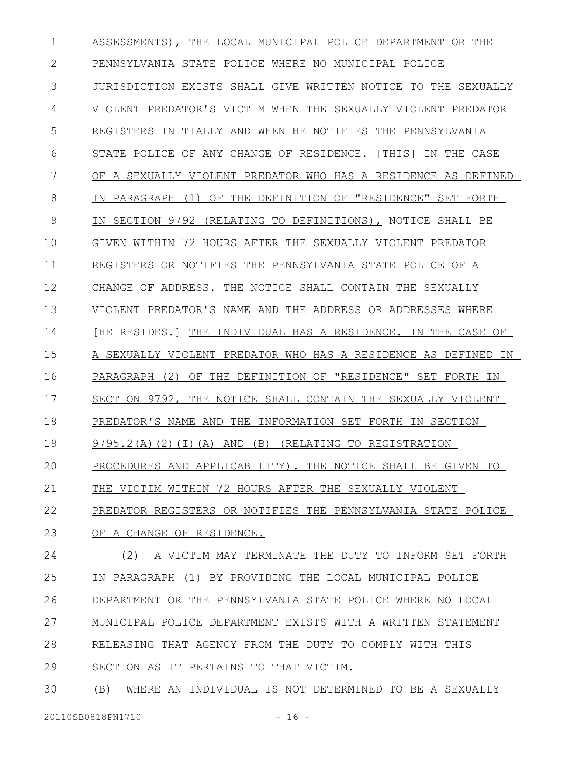ASSESSMENTS), THE LOCAL MUNICIPAL POLICE DEPARTMENT OR THE PENNSYLVANIA STATE POLICE WHERE NO MUNICIPAL POLICE JURISDICTION EXISTS SHALL GIVE WRITTEN NOTICE TO THE SEXUALLY VIOLENT PREDATOR'S VICTIM WHEN THE SEXUALLY VIOLENT PREDATOR REGISTERS INITIALLY AND WHEN HE NOTIFIES THE PENNSYLVANIA STATE POLICE OF ANY CHANGE OF RESIDENCE. [THIS] IN THE CASE OF A SEXUALLY VIOLENT PREDATOR WHO HAS A RESIDENCE AS DEFINED IN PARAGRAPH (1) OF THE DEFINITION OF "RESIDENCE" SET FORTH IN SECTION 9792 (RELATING TO DEFINITIONS), NOTICE SHALL BE GIVEN WITHIN 72 HOURS AFTER THE SEXUALLY VIOLENT PREDATOR REGISTERS OR NOTIFIES THE PENNSYLVANIA STATE POLICE OF A CHANGE OF ADDRESS. THE NOTICE SHALL CONTAIN THE SEXUALLY VIOLENT PREDATOR'S NAME AND THE ADDRESS OR ADDRESSES WHERE [HE RESIDES.] THE INDIVIDUAL HAS A RESIDENCE. IN THE CASE OF A SEXUALLY VIOLENT PREDATOR WHO HAS A RESIDENCE AS DEFINED IN PARAGRAPH (2) OF THE DEFINITION OF "RESIDENCE" SET FORTH IN SECTION 9792, THE NOTICE SHALL CONTAIN THE SEXUALLY VIOLENT PREDATOR'S NAME AND THE INFORMATION SET FORTH IN SECTION 9795.2(A)(2)(I)(A) AND (B) (RELATING TO REGISTRATION PROCEDURES AND APPLICABILITY). THE NOTICE SHALL BE GIVEN TO THE VICTIM WITHIN 72 HOURS AFTER THE SEXUALLY VIOLENT PREDATOR REGISTERS OR NOTIFIES THE PENNSYLVANIA STATE POLICE OF A CHANGE OF RESIDENCE.

(2) A VICTIM MAY TERMINATE THE DUTY TO INFORM SET FORTH IN PARAGRAPH (1) BY PROVIDING THE LOCAL MUNICIPAL POLICE DEPARTMENT OR THE PENNSYLVANIA STATE POLICE WHERE NO LOCAL MUNICIPAL POLICE DEPARTMENT EXISTS WITH A WRITTEN STATEMENT RELEASING THAT AGENCY FROM THE DUTY TO COMPLY WITH THIS SECTION AS IT PERTAINS TO THAT VICTIM.

(B) WHERE AN INDIVIDUAL IS NOT DETERMINED TO BE A SEXUALLY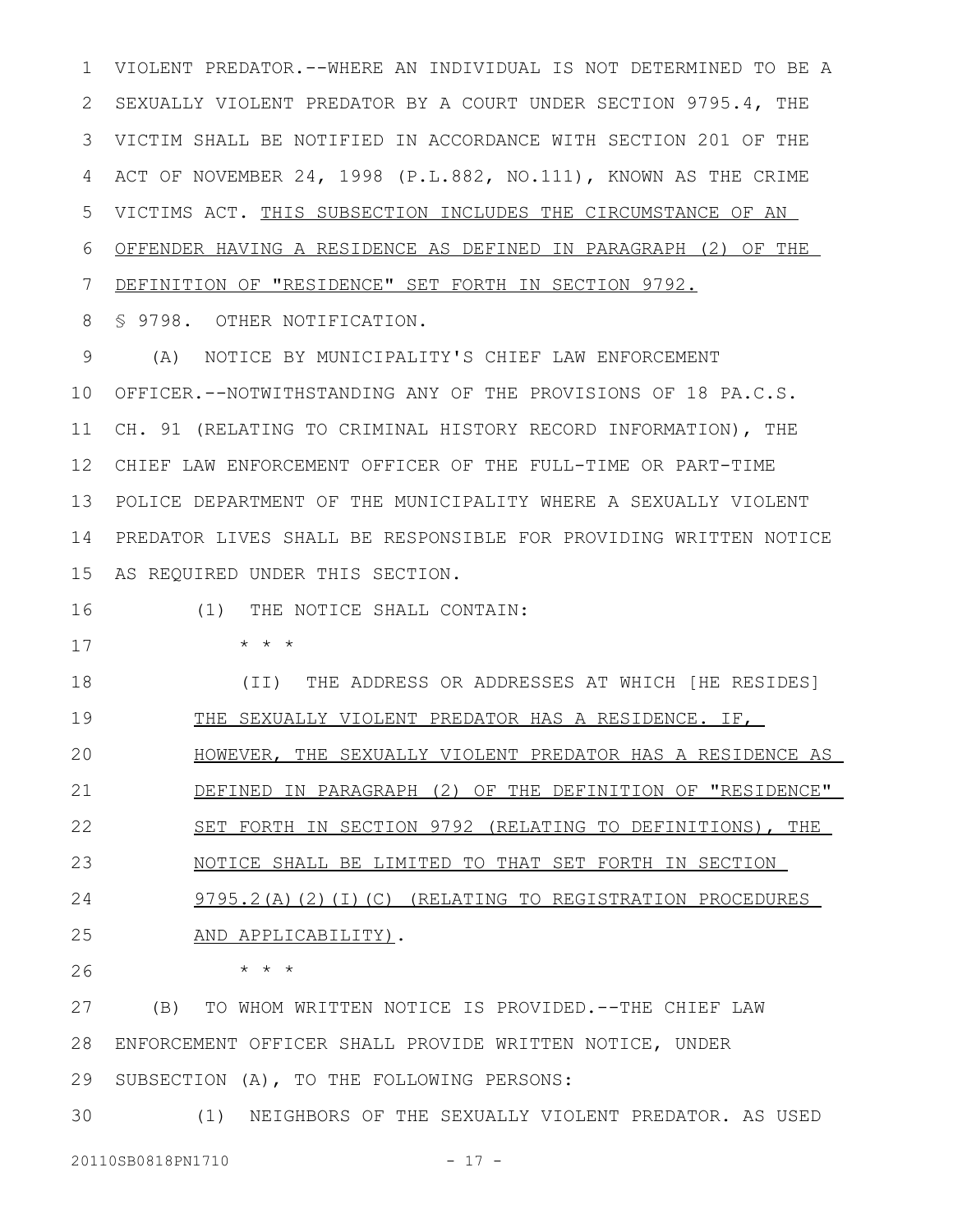VIOLENT PREDATOR.--WHERE AN INDIVIDUAL IS NOT DETERMINED TO BE A SEXUALLY VIOLENT PREDATOR BY A COURT UNDER SECTION 9795.4, THE VICTIM SHALL BE NOTIFIED IN ACCORDANCE WITH SECTION 201 OF THE ACT OF NOVEMBER 24, 1998 (P.L.882, NO.111), KNOWN AS THE CRIME VICTIMS ACT. <u>THIS SUBSECTION INCLUDES THE CIRCUMSTANCE OF AN OFFENDER HAVING A RESIDENCE AS DEFINED IN PARAGRAPH (2) OF THE DEFINITION OF "RESIDENCE" SET FORTH IN SECTION 9792.</u>

§ 9798. OTHER NOTIFICATION.

(A) NOTICE BY MUNICIPALITY'S CHIEF LAW ENFORCEMENT OFFICER.--NOTWITHSTANDING ANY OF THE PROVISIONS OF 18 PA.C.S. CH. 91 (RELATING TO CRIMINAL HISTORY RECORD INFORMATION), THE CHIEF LAW ENFORCEMENT OFFICER OF THE FULL-TIME OR PART-TIME POLICE DEPARTMENT OF THE MUNICIPALITY WHERE A SEXUALLY VIOLENT PREDATOR LIVES SHALL BE RESPONSIBLE FOR PROVIDING WRITTEN NOTICE AS REQUIRED UNDER THIS SECTION.

(1) THE NOTICE SHALL CONTAIN:

* * *

(II) THE ADDRESS OR ADDRESSES AT WHICH [HE RESIDES] <u>THE SEXUALLY VIOLENT PREDATOR HAS A RESIDENCE. IF, HOWEVER, THE SEXUALLY VIOLENT PREDATOR HAS A RESIDENCE AS DEFINED IN PARAGRAPH (2) OF THE DEFINITION OF "RESIDENCE" SET FORTH IN SECTION 9792 (RELATING TO DEFINITIONS), THE NOTICE SHALL BE LIMITED TO THAT SET FORTH IN SECTION 9795.2(A)(2)(I)(C) (RELATING TO REGISTRATION PROCEDURES AND APPLICABILITY)</u>.

* * *

(B) TO WHOM WRITTEN NOTICE IS PROVIDED.--THE CHIEF LAW ENFORCEMENT OFFICER SHALL PROVIDE WRITTEN NOTICE, UNDER SUBSECTION (A), TO THE FOLLOWING PERSONS:

(1) NEIGHBORS OF THE SEXUALLY VIOLENT PREDATOR. AS USED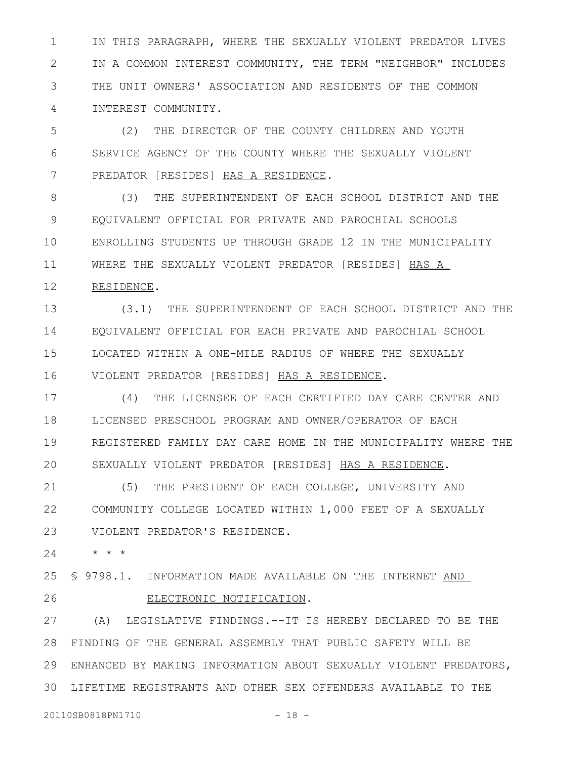IN THIS PARAGRAPH, WHERE THE SEXUALLY VIOLENT PREDATOR LIVES IN A COMMON INTEREST COMMUNITY, THE TERM "NEIGHBOR" INCLUDES THE UNIT OWNERS' ASSOCIATION AND RESIDENTS OF THE COMMON INTEREST COMMUNITY.

(2) THE DIRECTOR OF THE COUNTY CHILDREN AND YOUTH SERVICE AGENCY OF THE COUNTY WHERE THE SEXUALLY VIOLENT PREDATOR [RESIDES] <u>HAS A RESIDENCE</u>.

(3) THE SUPERINTENDENT OF EACH SCHOOL DISTRICT AND THE EQUIVALENT OFFICIAL FOR PRIVATE AND PAROCHIAL SCHOOLS ENROLLING STUDENTS UP THROUGH GRADE 12 IN THE MUNICIPALITY WHERE THE SEXUALLY VIOLENT PREDATOR [RESIDES] <u>HAS A RESIDENCE</u>.

(3.1) THE SUPERINTENDENT OF EACH SCHOOL DISTRICT AND THE EQUIVALENT OFFICIAL FOR EACH PRIVATE AND PAROCHIAL SCHOOL LOCATED WITHIN A ONE-MILE RADIUS OF WHERE THE SEXUALLY VIOLENT PREDATOR [RESIDES] <u>HAS A RESIDENCE</u>.

(4) THE LICENSEE OF EACH CERTIFIED DAY CARE CENTER AND LICENSED PRESCHOOL PROGRAM AND OWNER/OPERATOR OF EACH REGISTERED FAMILY DAY CARE HOME IN THE MUNICIPALITY WHERE THE SEXUALLY VIOLENT PREDATOR [RESIDES] <u>HAS A RESIDENCE</u>.

(5) THE PRESIDENT OF EACH COLLEGE, UNIVERSITY AND COMMUNITY COLLEGE LOCATED WITHIN 1,000 FEET OF A SEXUALLY VIOLENT PREDATOR'S RESIDENCE.

\* \* \*

§ 9798.1. INFORMATION MADE AVAILABLE ON THE INTERNET <u>AND ELECTRONIC NOTIFICATION</u>.

(A) LEGISLATIVE FINDINGS.--IT IS HEREBY DECLARED TO BE THE FINDING OF THE GENERAL ASSEMBLY THAT PUBLIC SAFETY WILL BE ENHANCED BY MAKING INFORMATION ABOUT SEXUALLY VIOLENT PREDATORS, LIFETIME REGISTRANTS AND OTHER SEX OFFENDERS AVAILABLE TO THE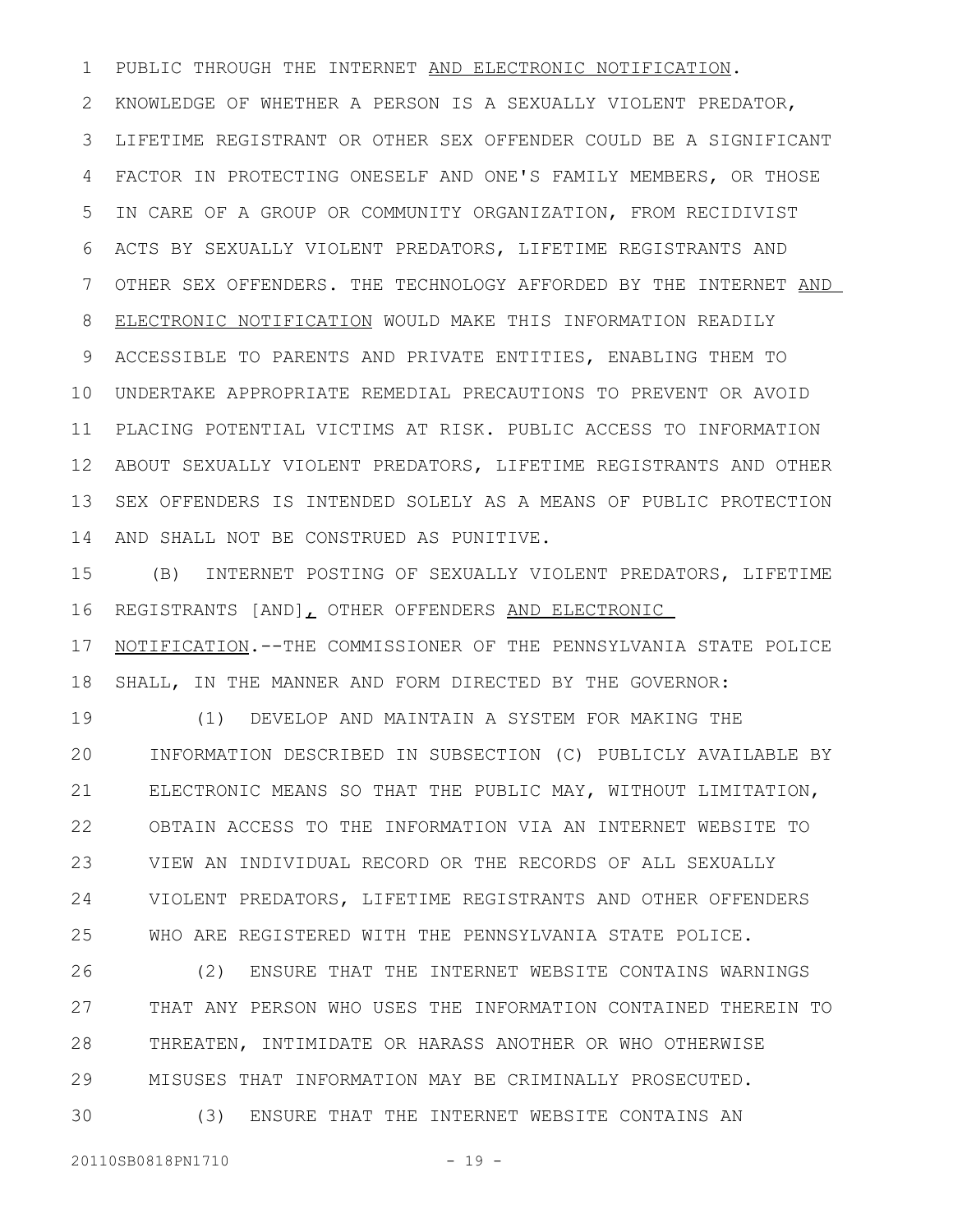PUBLIC THROUGH THE INTERNET <u>AND ELECTRONIC NOTIFICATION</u>. KNOWLEDGE OF WHETHER A PERSON IS A SEXUALLY VIOLENT PREDATOR, LIFETIME REGISTRANT OR OTHER SEX OFFENDER COULD BE A SIGNIFICANT FACTOR IN PROTECTING ONESELF AND ONE'S FAMILY MEMBERS, OR THOSE IN CARE OF A GROUP OR COMMUNITY ORGANIZATION, FROM RECIDIVIST ACTS BY SEXUALLY VIOLENT PREDATORS, LIFETIME REGISTRANTS AND OTHER SEX OFFENDERS. THE TECHNOLOGY AFFORDED BY THE INTERNET <u>AND ELECTRONIC NOTIFICATION</u> WOULD MAKE THIS INFORMATION READILY ACCESSIBLE TO PARENTS AND PRIVATE ENTITIES, ENABLING THEM TO UNDERTAKE APPROPRIATE REMEDIAL PRECAUTIONS TO PREVENT OR AVOID PLACING POTENTIAL VICTIMS AT RISK. PUBLIC ACCESS TO INFORMATION ABOUT SEXUALLY VIOLENT PREDATORS, LIFETIME REGISTRANTS AND OTHER SEX OFFENDERS IS INTENDED SOLELY AS A MEANS OF PUBLIC PROTECTION AND SHALL NOT BE CONSTRUED AS PUNITIVE.

(B) INTERNET POSTING OF SEXUALLY VIOLENT PREDATORS, LIFETIME REGISTRANTS [AND]<u>,</u> OTHER OFFENDERS <u>AND ELECTRONIC NOTIFICATION</u>.--THE COMMISSIONER OF THE PENNSYLVANIA STATE POLICE SHALL, IN THE MANNER AND FORM DIRECTED BY THE GOVERNOR:

(1) DEVELOP AND MAINTAIN A SYSTEM FOR MAKING THE INFORMATION DESCRIBED IN SUBSECTION (C) PUBLICLY AVAILABLE BY ELECTRONIC MEANS SO THAT THE PUBLIC MAY, WITHOUT LIMITATION, OBTAIN ACCESS TO THE INFORMATION VIA AN INTERNET WEBSITE TO VIEW AN INDIVIDUAL RECORD OR THE RECORDS OF ALL SEXUALLY VIOLENT PREDATORS, LIFETIME REGISTRANTS AND OTHER OFFENDERS WHO ARE REGISTERED WITH THE PENNSYLVANIA STATE POLICE.

(2) ENSURE THAT THE INTERNET WEBSITE CONTAINS WARNINGS THAT ANY PERSON WHO USES THE INFORMATION CONTAINED THEREIN TO THREATEN, INTIMIDATE OR HARASS ANOTHER OR WHO OTHERWISE MISUSES THAT INFORMATION MAY BE CRIMINALLY PROSECUTED.

(3) ENSURE THAT THE INTERNET WEBSITE CONTAINS AN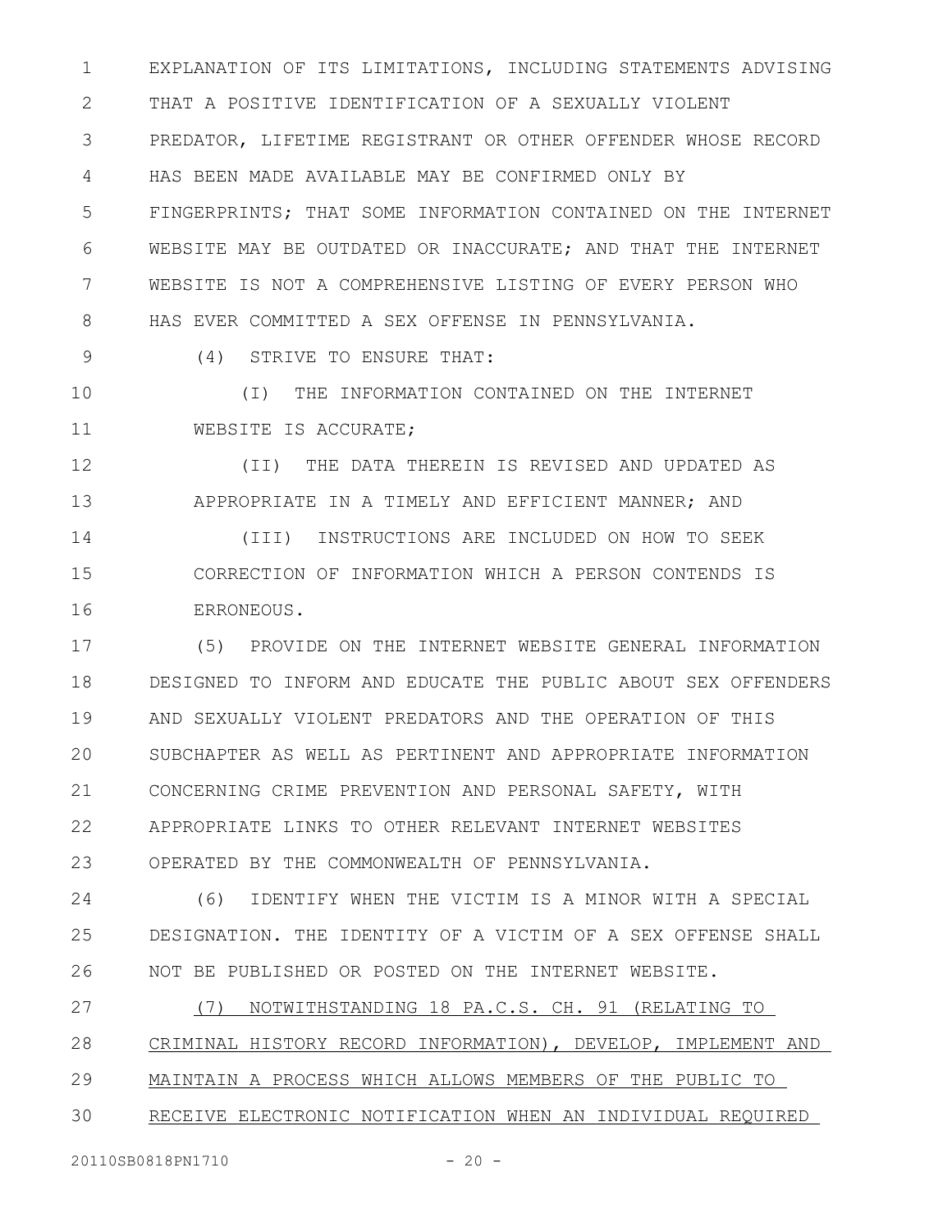EXPLANATION OF ITS LIMITATIONS, INCLUDING STATEMENTS ADVISING THAT A POSITIVE IDENTIFICATION OF A SEXUALLY VIOLENT PREDATOR, LIFETIME REGISTRANT OR OTHER OFFENDER WHOSE RECORD HAS BEEN MADE AVAILABLE MAY BE CONFIRMED ONLY BY FINGERPRINTS; THAT SOME INFORMATION CONTAINED ON THE INTERNET WEBSITE MAY BE OUTDATED OR INACCURATE; AND THAT THE INTERNET WEBSITE IS NOT A COMPREHENSIVE LISTING OF EVERY PERSON WHO HAS EVER COMMITTED A SEX OFFENSE IN PENNSYLVANIA.

(4) STRIVE TO ENSURE THAT:

(I) THE INFORMATION CONTAINED ON THE INTERNET WEBSITE IS ACCURATE;

(II) THE DATA THEREIN IS REVISED AND UPDATED AS APPROPRIATE IN A TIMELY AND EFFICIENT MANNER; AND

(III) INSTRUCTIONS ARE INCLUDED ON HOW TO SEEK CORRECTION OF INFORMATION WHICH A PERSON CONTENDS IS ERRONEOUS.

(5) PROVIDE ON THE INTERNET WEBSITE GENERAL INFORMATION DESIGNED TO INFORM AND EDUCATE THE PUBLIC ABOUT SEX OFFENDERS AND SEXUALLY VIOLENT PREDATORS AND THE OPERATION OF THIS SUBCHAPTER AS WELL AS PERTINENT AND APPROPRIATE INFORMATION CONCERNING CRIME PREVENTION AND PERSONAL SAFETY, WITH APPROPRIATE LINKS TO OTHER RELEVANT INTERNET WEBSITES OPERATED BY THE COMMONWEALTH OF PENNSYLVANIA.

(6) IDENTIFY WHEN THE VICTIM IS A MINOR WITH A SPECIAL DESIGNATION. THE IDENTITY OF A VICTIM OF A SEX OFFENSE SHALL NOT BE PUBLISHED OR POSTED ON THE INTERNET WEBSITE.

<u>(7) NOTWITHSTANDING 18 PA.C.S. CH. 91 (RELATING TO CRIMINAL HISTORY RECORD INFORMATION), DEVELOP, IMPLEMENT AND MAINTAIN A PROCESS WHICH ALLOWS MEMBERS OF THE PUBLIC TO RECEIVE ELECTRONIC NOTIFICATION WHEN AN INDIVIDUAL REQUIRED</u>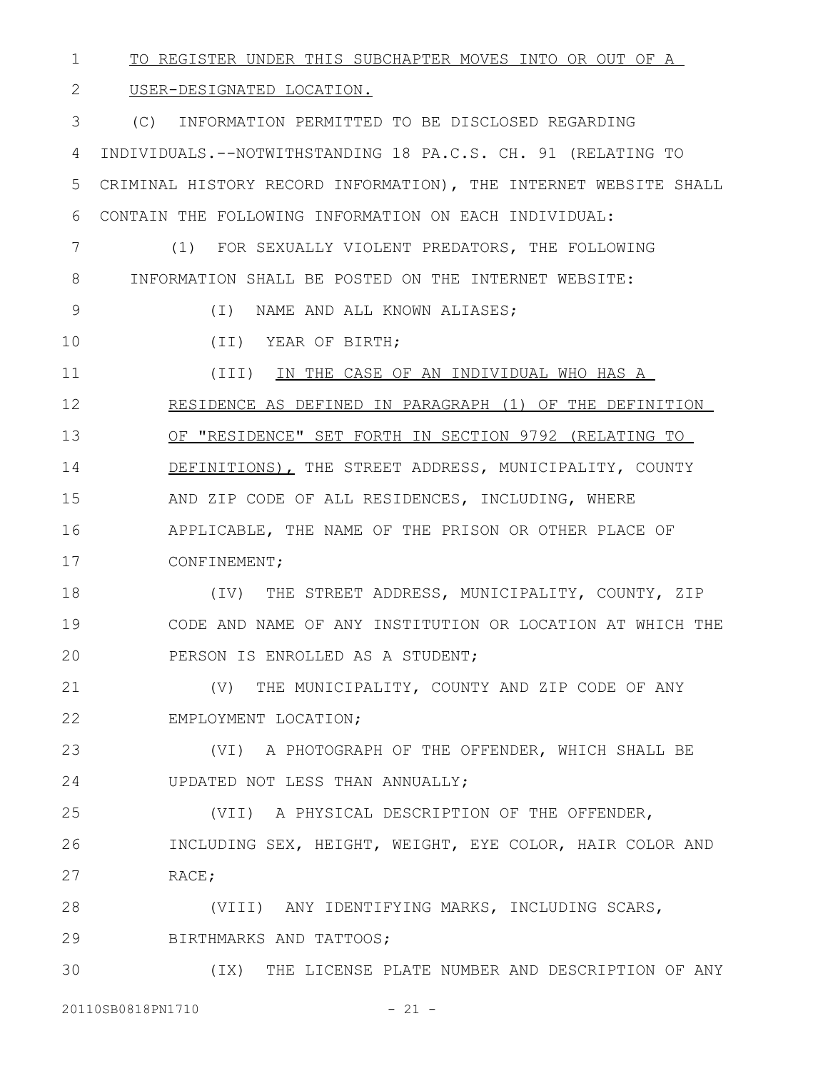TO REGISTER UNDER THIS SUBCHAPTER MOVES INTO OR OUT OF A USER-DESIGNATED LOCATION.

(C) INFORMATION PERMITTED TO BE DISCLOSED REGARDING INDIVIDUALS.--NOTWITHSTANDING 18 PA.C.S. CH. 91 (RELATING TO CRIMINAL HISTORY RECORD INFORMATION), THE INTERNET WEBSITE SHALL CONTAIN THE FOLLOWING INFORMATION ON EACH INDIVIDUAL:

(1) FOR SEXUALLY VIOLENT PREDATORS, THE FOLLOWING INFORMATION SHALL BE POSTED ON THE INTERNET WEBSITE:

(I) NAME AND ALL KNOWN ALIASES;

(II) YEAR OF BIRTH;

(III) IN THE CASE OF AN INDIVIDUAL WHO HAS A RESIDENCE AS DEFINED IN PARAGRAPH (1) OF THE DEFINITION OF "RESIDENCE" SET FORTH IN SECTION 9792 (RELATING TO DEFINITIONS), THE STREET ADDRESS, MUNICIPALITY, COUNTY AND ZIP CODE OF ALL RESIDENCES, INCLUDING, WHERE APPLICABLE, THE NAME OF THE PRISON OR OTHER PLACE OF CONFINEMENT;

(IV) THE STREET ADDRESS, MUNICIPALITY, COUNTY, ZIP CODE AND NAME OF ANY INSTITUTION OR LOCATION AT WHICH THE PERSON IS ENROLLED AS A STUDENT;

(V) THE MUNICIPALITY, COUNTY AND ZIP CODE OF ANY EMPLOYMENT LOCATION;

(VI) A PHOTOGRAPH OF THE OFFENDER, WHICH SHALL BE UPDATED NOT LESS THAN ANNUALLY;

(VII) A PHYSICAL DESCRIPTION OF THE OFFENDER, INCLUDING SEX, HEIGHT, WEIGHT, EYE COLOR, HAIR COLOR AND RACE;

(VIII) ANY IDENTIFYING MARKS, INCLUDING SCARS, BIRTHMARKS AND TATTOOS;

(IX) THE LICENSE PLATE NUMBER AND DESCRIPTION OF ANY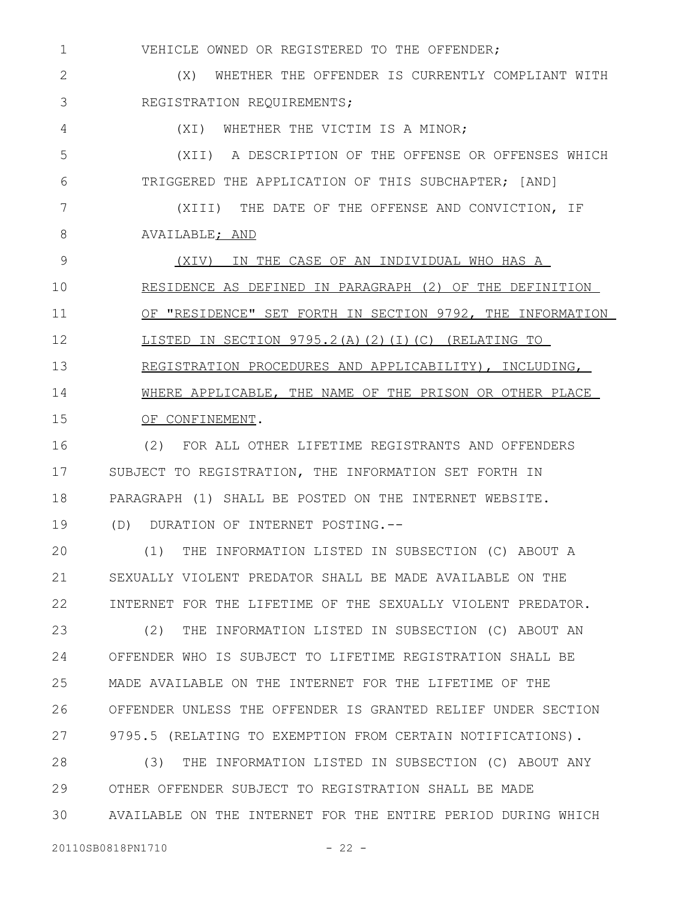VEHICLE OWNED OR REGISTERED TO THE OFFENDER;

(X) WHETHER THE OFFENDER IS CURRENTLY COMPLIANT WITH REGISTRATION REQUIREMENTS;

(XI) WHETHER THE VICTIM IS A MINOR;

(XII) A DESCRIPTION OF THE OFFENSE OR OFFENSES WHICH TRIGGERED THE APPLICATION OF THIS SUBCHAPTER; [AND]

(XIII) THE DATE OF THE OFFENSE AND CONVICTION, IF AVAILABLE; AND

(XIV) IN THE CASE OF AN INDIVIDUAL WHO HAS A RESIDENCE AS DEFINED IN PARAGRAPH (2) OF THE DEFINITION OF "RESIDENCE" SET FORTH IN SECTION 9792, THE INFORMATION LISTED IN SECTION 9795.2(A)(2)(I)(C) (RELATING TO REGISTRATION PROCEDURES AND APPLICABILITY), INCLUDING, WHERE APPLICABLE, THE NAME OF THE PRISON OR OTHER PLACE OF CONFINEMENT.

(2) FOR ALL OTHER LIFETIME REGISTRANTS AND OFFENDERS SUBJECT TO REGISTRATION, THE INFORMATION SET FORTH IN PARAGRAPH (1) SHALL BE POSTED ON THE INTERNET WEBSITE.

(D) DURATION OF INTERNET POSTING.--

(1) THE INFORMATION LISTED IN SUBSECTION (C) ABOUT A SEXUALLY VIOLENT PREDATOR SHALL BE MADE AVAILABLE ON THE INTERNET FOR THE LIFETIME OF THE SEXUALLY VIOLENT PREDATOR.

(2) THE INFORMATION LISTED IN SUBSECTION (C) ABOUT AN OFFENDER WHO IS SUBJECT TO LIFETIME REGISTRATION SHALL BE MADE AVAILABLE ON THE INTERNET FOR THE LIFETIME OF THE OFFENDER UNLESS THE OFFENDER IS GRANTED RELIEF UNDER SECTION 9795.5 (RELATING TO EXEMPTION FROM CERTAIN NOTIFICATIONS).

(3) THE INFORMATION LISTED IN SUBSECTION (C) ABOUT ANY OTHER OFFENDER SUBJECT TO REGISTRATION SHALL BE MADE AVAILABLE ON THE INTERNET FOR THE ENTIRE PERIOD DURING WHICH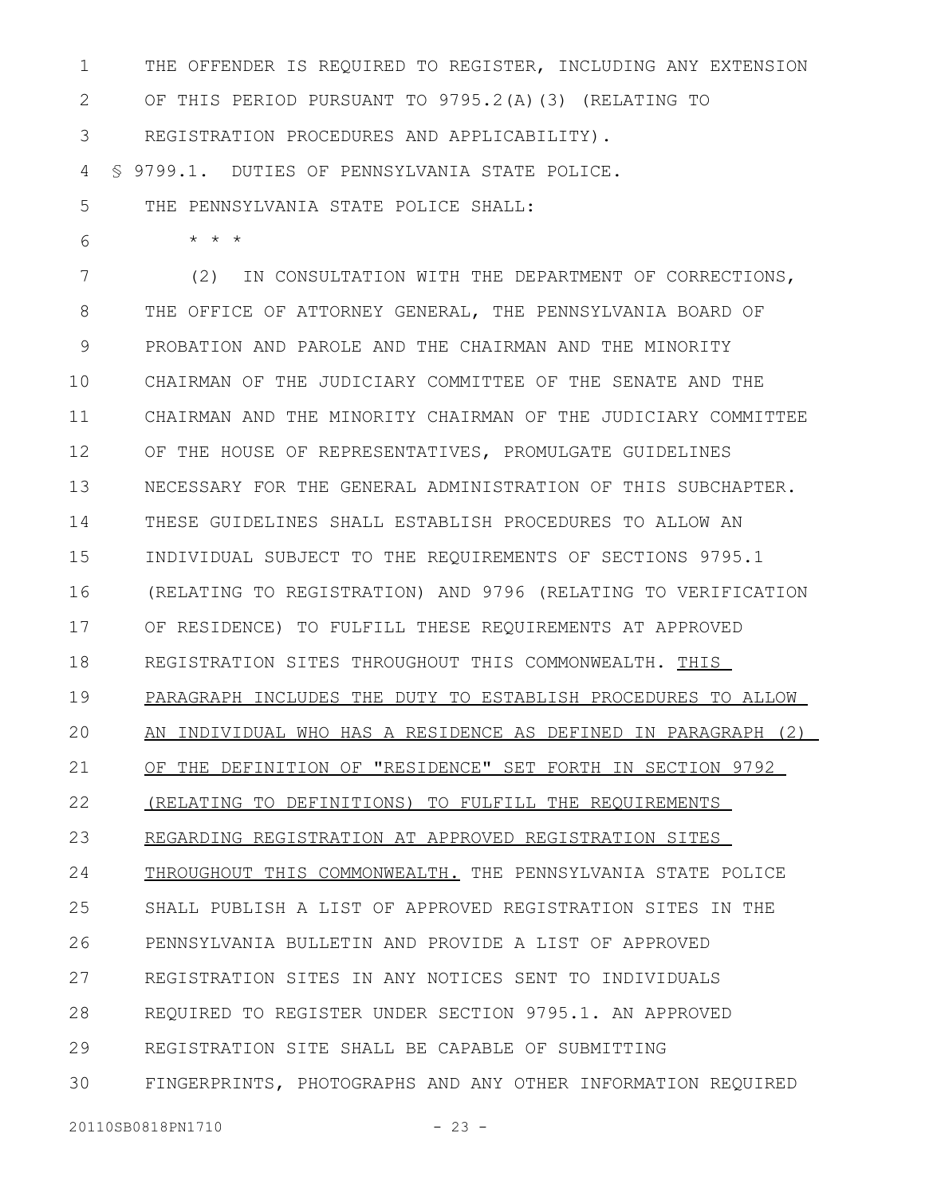THE OFFENDER IS REQUIRED TO REGISTER, INCLUDING ANY EXTENSION OF THIS PERIOD PURSUANT TO 9795.2(A)(3) (RELATING TO REGISTRATION PROCEDURES AND APPLICABILITY).

§ 9799.1. DUTIES OF PENNSYLVANIA STATE POLICE.

THE PENNSYLVANIA STATE POLICE SHALL:

\* \* \*

(2) IN CONSULTATION WITH THE DEPARTMENT OF CORRECTIONS, THE OFFICE OF ATTORNEY GENERAL, THE PENNSYLVANIA BOARD OF PROBATION AND PAROLE AND THE CHAIRMAN AND THE MINORITY CHAIRMAN OF THE JUDICIARY COMMITTEE OF THE SENATE AND THE CHAIRMAN AND THE MINORITY CHAIRMAN OF THE JUDICIARY COMMITTEE OF THE HOUSE OF REPRESENTATIVES, PROMULGATE GUIDELINES NECESSARY FOR THE GENERAL ADMINISTRATION OF THIS SUBCHAPTER. THESE GUIDELINES SHALL ESTABLISH PROCEDURES TO ALLOW AN INDIVIDUAL SUBJECT TO THE REQUIREMENTS OF SECTIONS 9795.1 (RELATING TO REGISTRATION) AND 9796 (RELATING TO VERIFICATION OF RESIDENCE) TO FULFILL THESE REQUIREMENTS AT APPROVED REGISTRATION SITES THROUGHOUT THIS COMMONWEALTH. <u>THIS PARAGRAPH INCLUDES THE DUTY TO ESTABLISH PROCEDURES TO ALLOW AN INDIVIDUAL WHO HAS A RESIDENCE AS DEFINED IN PARAGRAPH (2) OF THE DEFINITION OF "RESIDENCE" SET FORTH IN SECTION 9792 (RELATING TO DEFINITIONS) TO FULFILL THE REQUIREMENTS REGARDING REGISTRATION AT APPROVED REGISTRATION SITES THROUGHOUT THIS COMMONWEALTH.</u> THE PENNSYLVANIA STATE POLICE SHALL PUBLISH A LIST OF APPROVED REGISTRATION SITES IN THE PENNSYLVANIA BULLETIN AND PROVIDE A LIST OF APPROVED REGISTRATION SITES IN ANY NOTICES SENT TO INDIVIDUALS REQUIRED TO REGISTER UNDER SECTION 9795.1. AN APPROVED REGISTRATION SITE SHALL BE CAPABLE OF SUBMITTING FINGERPRINTS, PHOTOGRAPHS AND ANY OTHER INFORMATION REQUIRED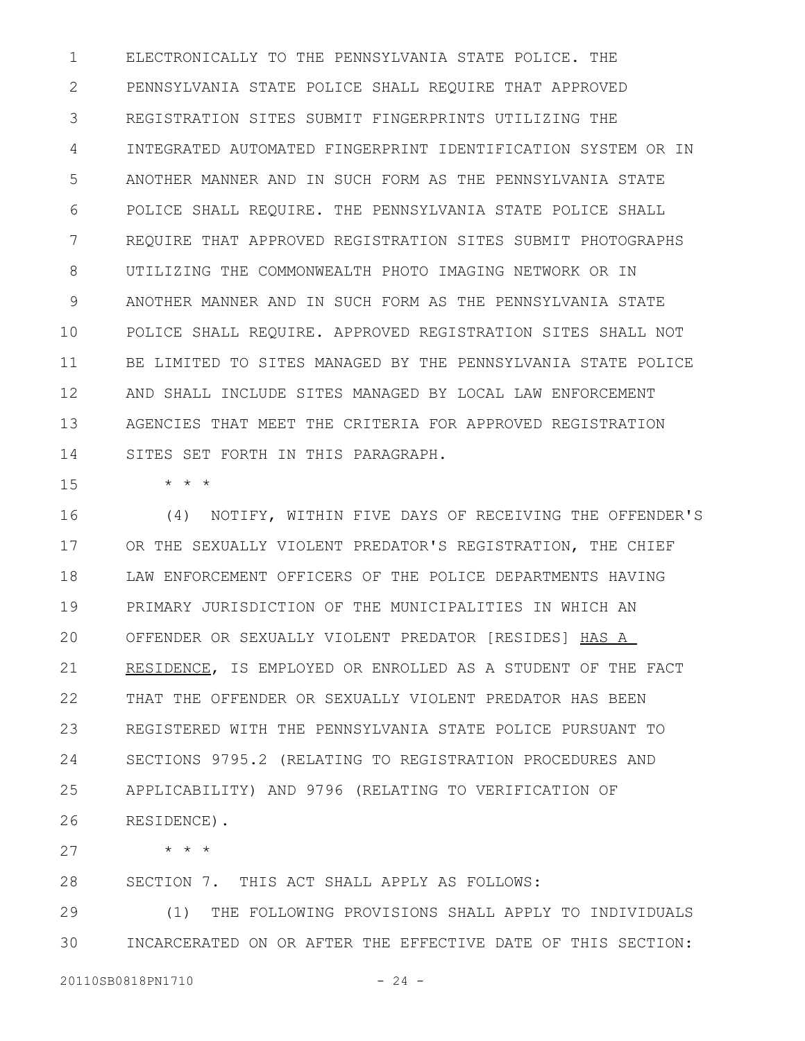ELECTRONICALLY TO THE PENNSYLVANIA STATE POLICE. THE PENNSYLVANIA STATE POLICE SHALL REQUIRE THAT APPROVED REGISTRATION SITES SUBMIT FINGERPRINTS UTILIZING THE INTEGRATED AUTOMATED FINGERPRINT IDENTIFICATION SYSTEM OR IN ANOTHER MANNER AND IN SUCH FORM AS THE PENNSYLVANIA STATE POLICE SHALL REQUIRE. THE PENNSYLVANIA STATE POLICE SHALL REQUIRE THAT APPROVED REGISTRATION SITES SUBMIT PHOTOGRAPHS UTILIZING THE COMMONWEALTH PHOTO IMAGING NETWORK OR IN ANOTHER MANNER AND IN SUCH FORM AS THE PENNSYLVANIA STATE POLICE SHALL REQUIRE. APPROVED REGISTRATION SITES SHALL NOT BE LIMITED TO SITES MANAGED BY THE PENNSYLVANIA STATE POLICE AND SHALL INCLUDE SITES MANAGED BY LOCAL LAW ENFORCEMENT AGENCIES THAT MEET THE CRITERIA FOR APPROVED REGISTRATION SITES SET FORTH IN THIS PARAGRAPH.

\* \* \*

(4) NOTIFY, WITHIN FIVE DAYS OF RECEIVING THE OFFENDER'S OR THE SEXUALLY VIOLENT PREDATOR'S REGISTRATION, THE CHIEF LAW ENFORCEMENT OFFICERS OF THE POLICE DEPARTMENTS HAVING PRIMARY JURISDICTION OF THE MUNICIPALITIES IN WHICH AN OFFENDER OR SEXUALLY VIOLENT PREDATOR [RESIDES] <u>HAS A RESIDENCE</u>, IS EMPLOYED OR ENROLLED AS A STUDENT OF THE FACT THAT THE OFFENDER OR SEXUALLY VIOLENT PREDATOR HAS BEEN REGISTERED WITH THE PENNSYLVANIA STATE POLICE PURSUANT TO SECTIONS 9795.2 (RELATING TO REGISTRATION PROCEDURES AND APPLICABILITY) AND 9796 (RELATING TO VERIFICATION OF RESIDENCE).

\* \* \*

SECTION 7. THIS ACT SHALL APPLY AS FOLLOWS:

(1) THE FOLLOWING PROVISIONS SHALL APPLY TO INDIVIDUALS INCARCERATED ON OR AFTER THE EFFECTIVE DATE OF THIS SECTION: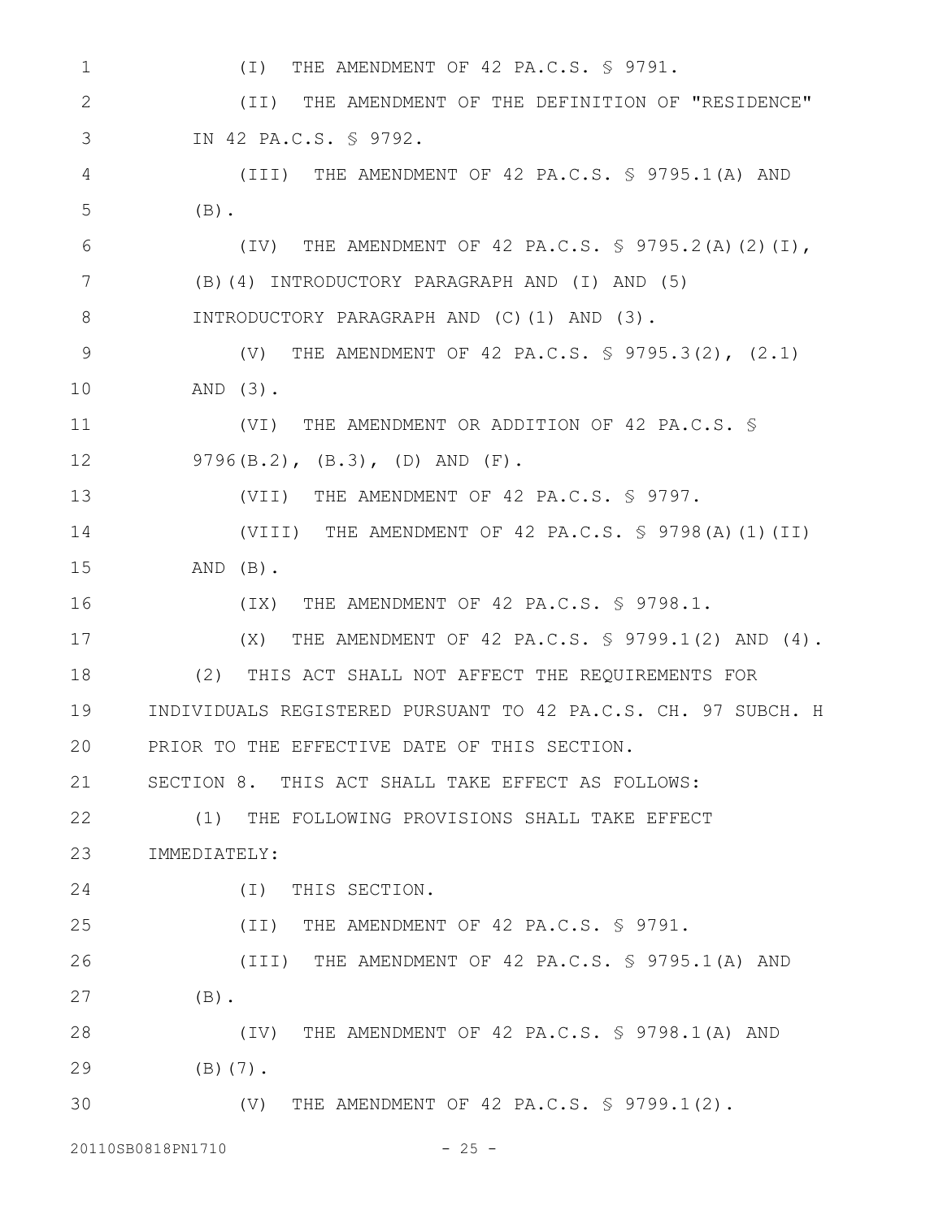(I) THE AMENDMENT OF 42 PA.C.S. § 9791.

(II) THE AMENDMENT OF THE DEFINITION OF "RESIDENCE" IN 42 PA.C.S. § 9792.

(III) THE AMENDMENT OF 42 PA.C.S. § 9795.1(A) AND (B).

(IV) THE AMENDMENT OF 42 PA.C.S. § 9795.2(A)(2)(I), (B)(4) INTRODUCTORY PARAGRAPH AND (I) AND (5) INTRODUCTORY PARAGRAPH AND (C)(1) AND (3).

(V) THE AMENDMENT OF 42 PA.C.S. § 9795.3(2), (2.1) AND (3).

(VI) THE AMENDMENT OR ADDITION OF 42 PA.C.S. § 9796(B.2), (B.3), (D) AND (F).

(VII) THE AMENDMENT OF 42 PA.C.S. § 9797.

(VIII) THE AMENDMENT OF 42 PA.C.S. § 9798(A)(1)(II) AND (B).

(IX) THE AMENDMENT OF 42 PA.C.S. § 9798.1.

(X) THE AMENDMENT OF 42 PA.C.S. § 9799.1(2) AND (4).

(2) THIS ACT SHALL NOT AFFECT THE REQUIREMENTS FOR INDIVIDUALS REGISTERED PURSUANT TO 42 PA.C.S. CH. 97 SUBCH. H PRIOR TO THE EFFECTIVE DATE OF THIS SECTION.

SECTION 8. THIS ACT SHALL TAKE EFFECT AS FOLLOWS:

(1) THE FOLLOWING PROVISIONS SHALL TAKE EFFECT IMMEDIATELY:

(I) THIS SECTION.

(II) THE AMENDMENT OF 42 PA.C.S. § 9791.

(III) THE AMENDMENT OF 42 PA.C.S. § 9795.1(A) AND (B).

(IV) THE AMENDMENT OF 42 PA.C.S. § 9798.1(A) AND (B)(7).

(V) THE AMENDMENT OF 42 PA.C.S. § 9799.1(2).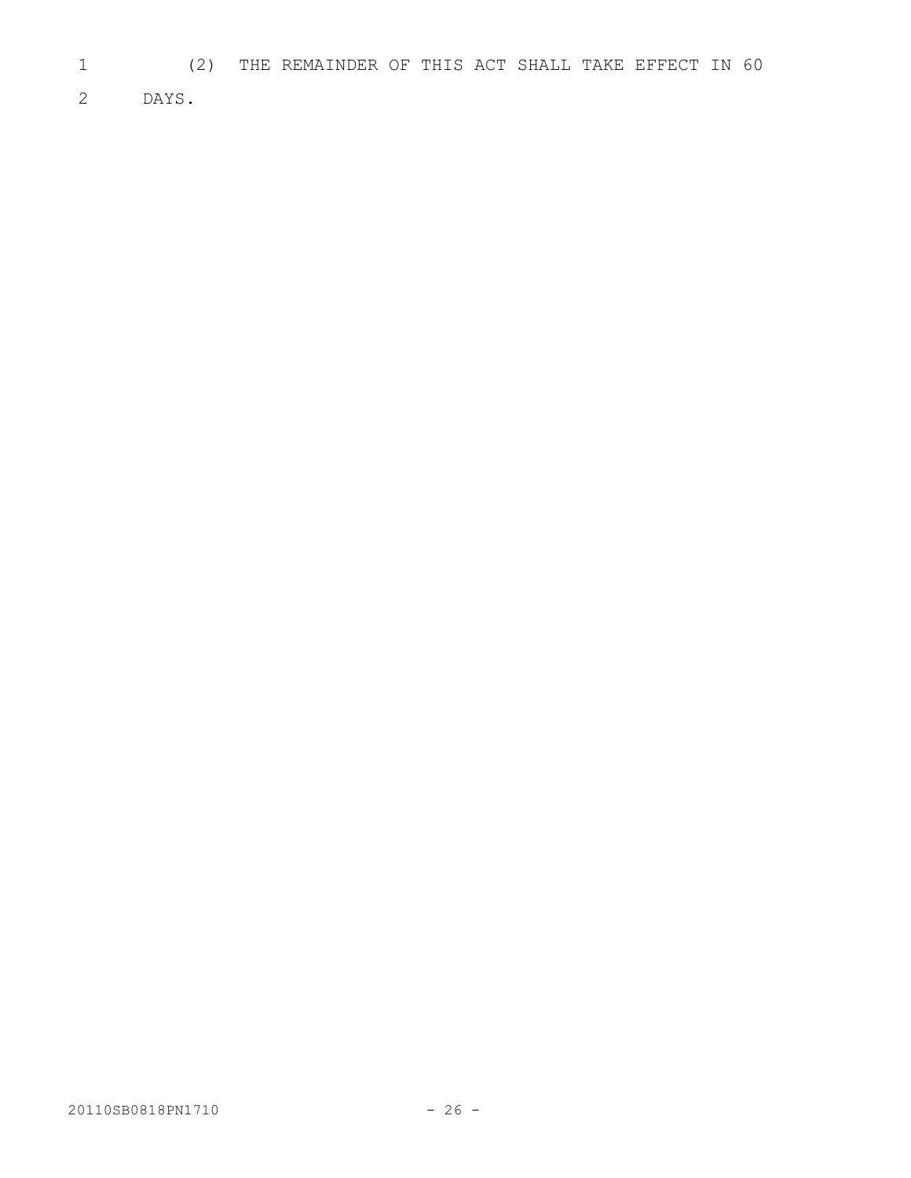(2) THE REMAINDER OF THIS ACT SHALL TAKE EFFECT IN 60 DAYS.